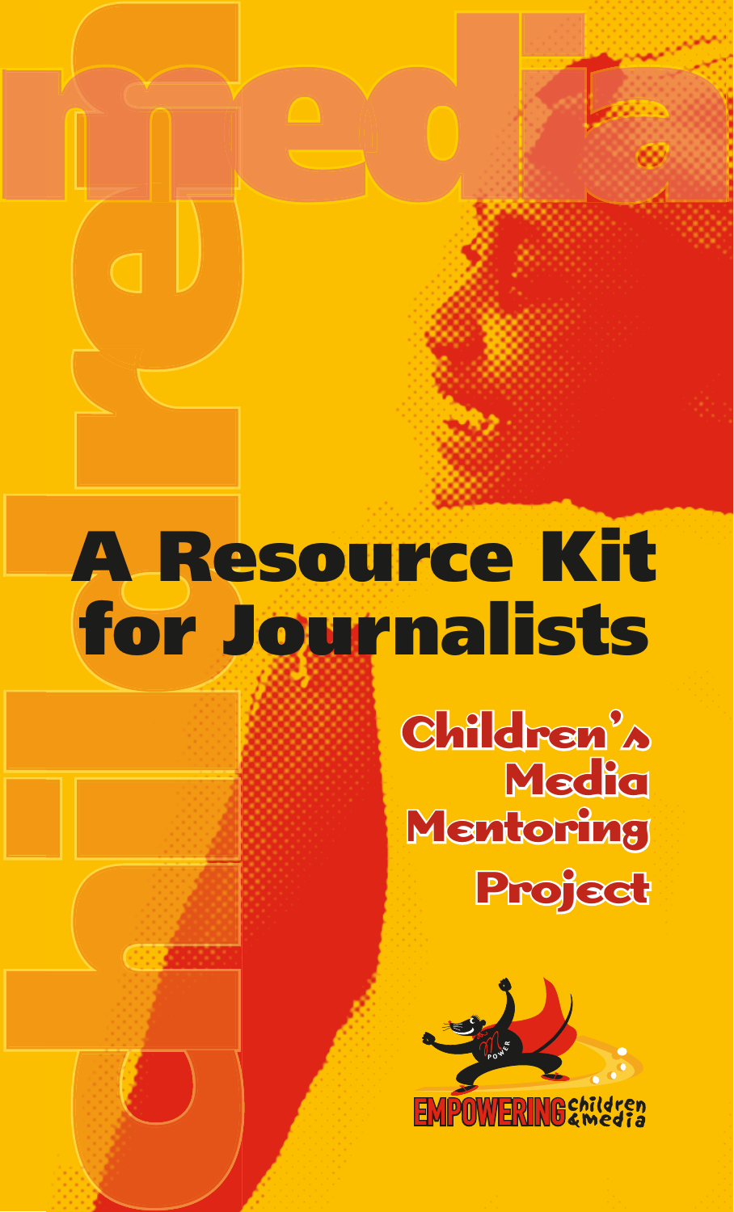# media

# children

# A Resource Kit for Journalists

## Children's Media Mentoring Project

EMPOWERING children & media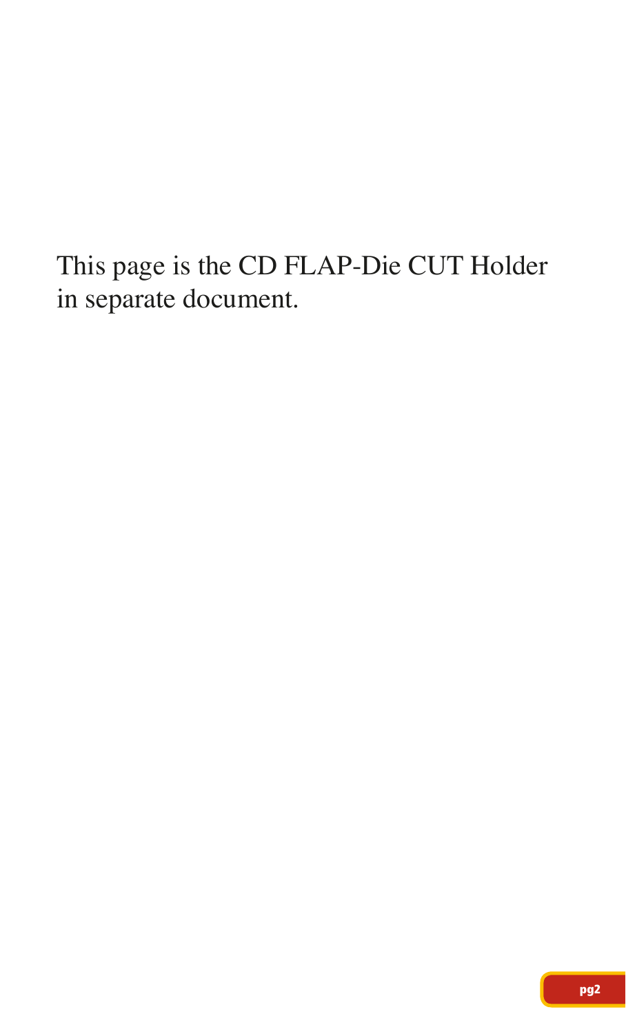This page is the CD FLAP-Die CUT Holder in separate document.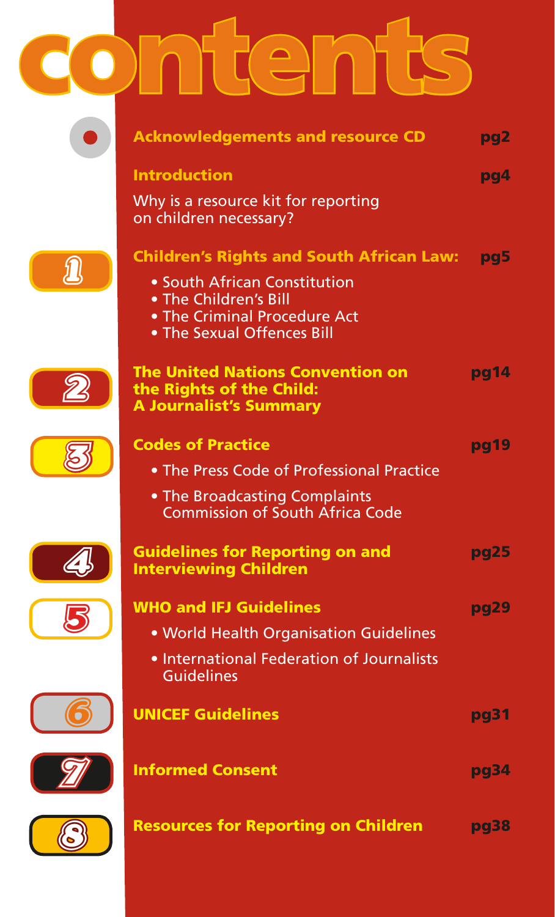# contents

**Acknowledgements and resource CD** pg2

**Introduction** pg4

Why is a resource kit for reporting on children necessary?

**1 Children's Rights and South African Law:** pg5

- South African Constitution
- The Children's Bill
- The Criminal Procedure Act
- The Sexual Offences Bill

**2 The United Nations Convention on the Rights of the Child: A Journalist's Summary** pg14

**3 Codes of Practice** pg19

- The Press Code of Professional Practice
- The Broadcasting Complaints Commission of South Africa Code

**4 Guidelines for Reporting on and Interviewing Children** pg25

**5 WHO and IFJ Guidelines** pg29

- World Health Organisation Guidelines
- International Federation of Journalists Guidelines

**6 UNICEF Guidelines** pg31

**7 Informed Consent** pg34

**8 Resources for Reporting on Children** pg38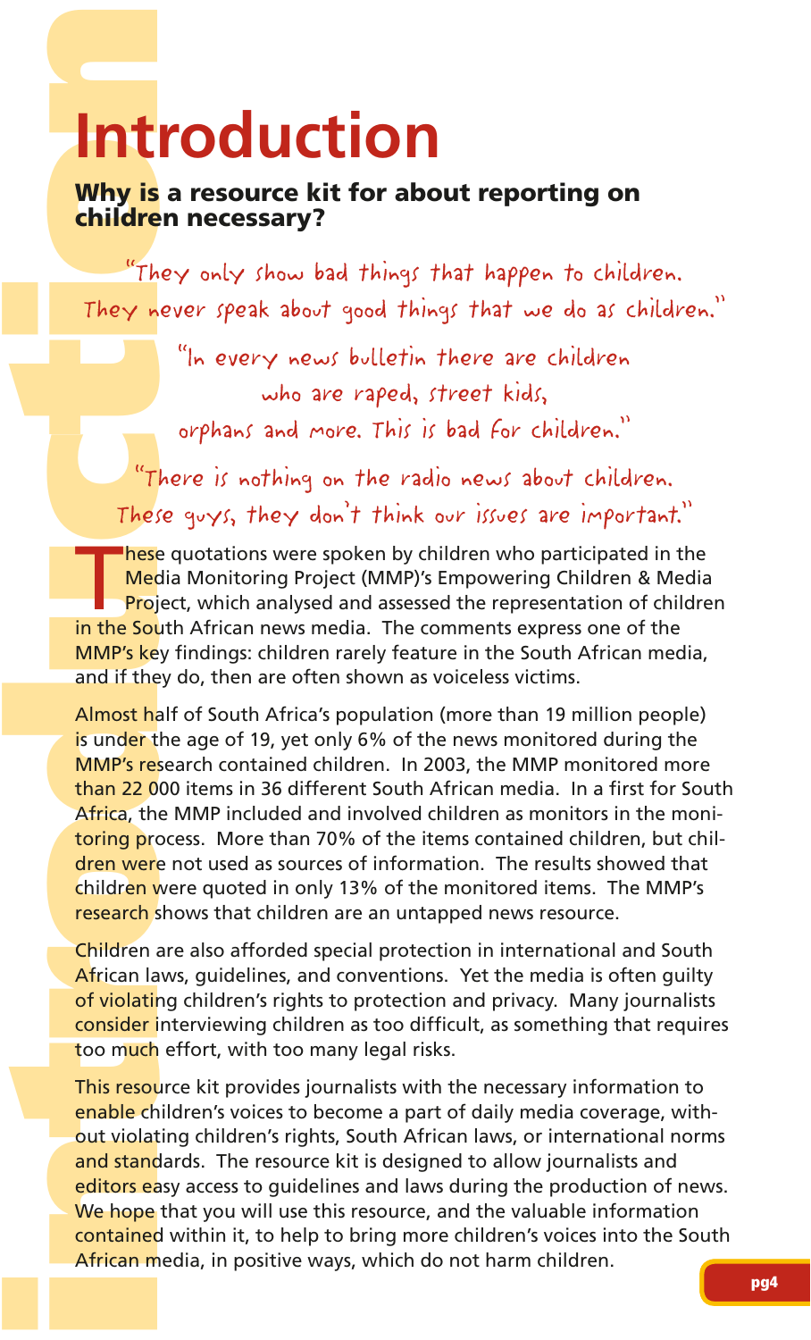# Introduction

## Why is a resource kit for about reporting on children necessary?

*"They only show bad things that happen to children. They never speak about good things that we do as children."*

*"In every news bulletin there are children who are raped, street kids, orphans and more. This is bad for children."*

*"There is nothing on the radio news about children. These guys, they don't think our issues are important."*

These quotations were spoken by children who participated in the Media Monitoring Project (MMP)'s Empowering Children & Media Project, which analysed and assessed the representation of children in the South African news media. The comments express one of the MMP's key findings: children rarely feature in the South African media, and if they do, then are often shown as voiceless victims.

Almost half of South Africa's population (more than 19 million people) is under the age of 19, yet only 6% of the news monitored during the MMP's research contained children. In 2003, the MMP monitored more than 22 000 items in 36 different South African media. In a first for South Africa, the MMP included and involved children as monitors in the monitoring process. More than 70% of the items contained children, but children were not used as sources of information. The results showed that children were quoted in only 13% of the monitored items. The MMP's research shows that children are an untapped news resource.

Children are also afforded special protection in international and South African laws, guidelines, and conventions. Yet the media is often guilty of violating children's rights to protection and privacy. Many journalists consider interviewing children as too difficult, as something that requires too much effort, with too many legal risks.

This resource kit provides journalists with the necessary information to enable children's voices to become a part of daily media coverage, without violating children's rights, South African laws, or international norms and standards. The resource kit is designed to allow journalists and editors easy access to guidelines and laws during the production of news. We hope that you will use this resource, and the valuable information contained within it, to help to bring more children's voices into the South African media, in positive ways, which do not harm children.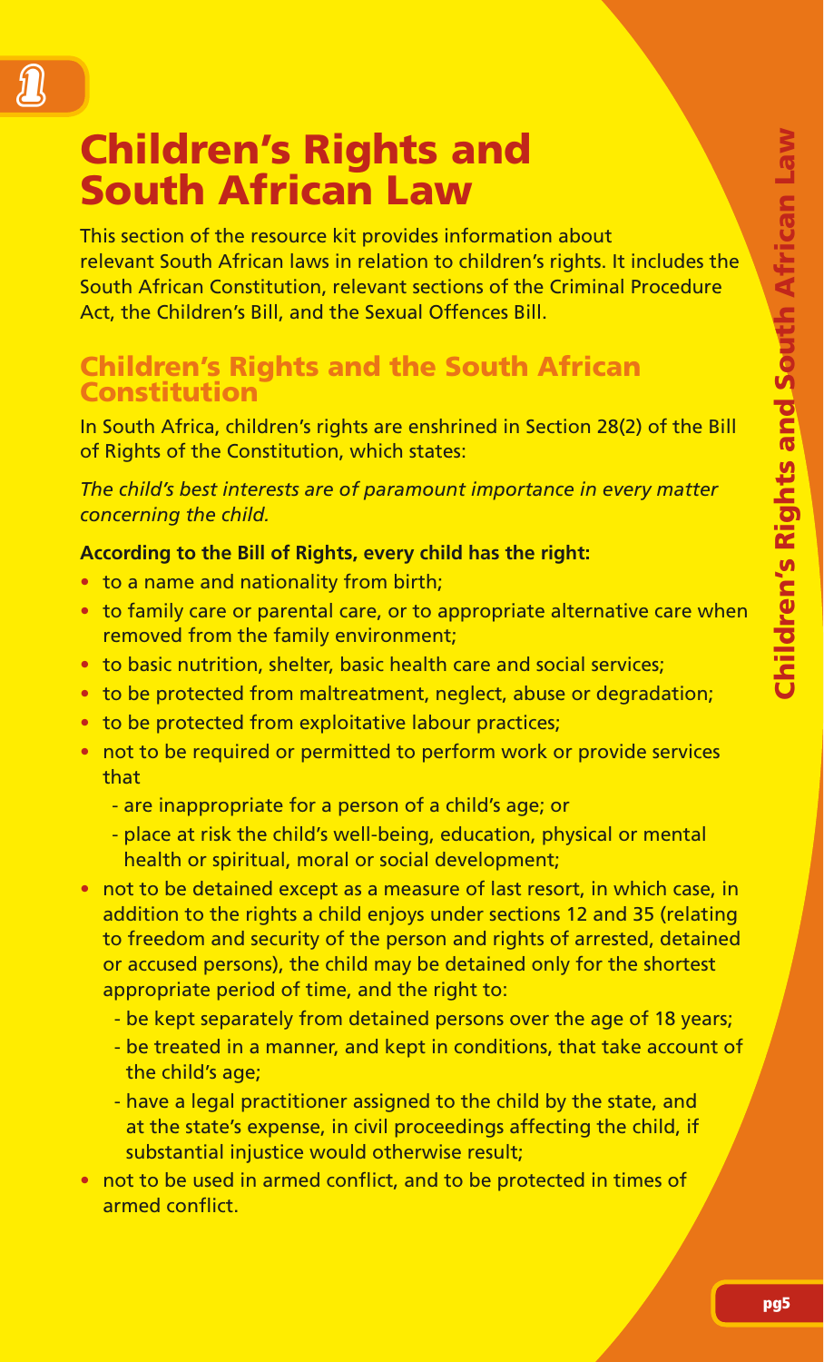# Children's Rights and South African Law

This section of the resource kit provides information about relevant South African laws in relation to children's rights. It includes the South African Constitution, relevant sections of the Criminal Procedure Act, the Children's Bill, and the Sexual Offences Bill.

## Children's Rights and the South African Constitution

In South Africa, children's rights are enshrined in Section 28(2) of the Bill of Rights of the Constitution, which states:

*The child's best interests are of paramount importance in every matter concerning the child.*

**According to the Bill of Rights, every child has the right:**

- to a name and nationality from birth;
- to family care or parental care, or to appropriate alternative care when removed from the family environment;
- to basic nutrition, shelter, basic health care and social services;
- to be protected from maltreatment, neglect, abuse or degradation;
- to be protected from exploitative labour practices;
- not to be required or permitted to perform work or provide services that
  - are inappropriate for a person of a child's age; or
  - place at risk the child's well-being, education, physical or mental health or spiritual, moral or social development;
- not to be detained except as a measure of last resort, in which case, in addition to the rights a child enjoys under sections 12 and 35 (relating to freedom and security of the person and rights of arrested, detained or accused persons), the child may be detained only for the shortest appropriate period of time, and the right to:
  - be kept separately from detained persons over the age of 18 years;
  - be treated in a manner, and kept in conditions, that take account of the child's age;
  - have a legal practitioner assigned to the child by the state, and at the state's expense, in civil proceedings affecting the child, if substantial injustice would otherwise result;
- not to be used in armed conflict, and to be protected in times of armed conflict.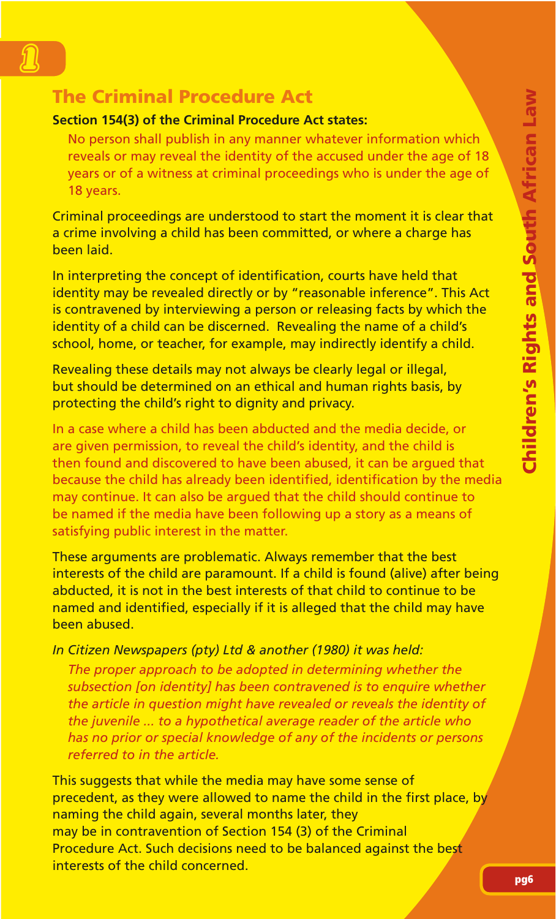## The Criminal Procedure Act

**Section 154(3) of the Criminal Procedure Act states:**

> No person shall publish in any manner whatever information which reveals or may reveal the identity of the accused under the age of 18 years or of a witness at criminal proceedings who is under the age of 18 years.

Criminal proceedings are understood to start the moment it is clear that a crime involving a child has been committed, or where a charge has been laid.

In interpreting the concept of identification, courts have held that identity may be revealed directly or by "reasonable inference". This Act is contravened by interviewing a person or releasing facts by which the identity of a child can be discerned. Revealing the name of a child's school, home, or teacher, for example, may indirectly identify a child.

Revealing these details may not always be clearly legal or illegal, but should be determined on an ethical and human rights basis, by protecting the child's right to dignity and privacy.

In a case where a child has been abducted and the media decide, or are given permission, to reveal the child's identity, and the child is then found and discovered to have been abused, it can be argued that because the child has already been identified, identification by the media may continue. It can also be argued that the child should continue to be named if the media have been following up a story as a means of satisfying public interest in the matter.

These arguments are problematic. Always remember that the best interests of the child are paramount. If a child is found (alive) after being abducted, it is not in the best interests of that child to continue to be named and identified, especially if it is alleged that the child may have been abused.

*In Citizen Newspapers (pty) Ltd & another (1980) it was held:*

> *The proper approach to be adopted in determining whether the subsection [on identity] has been contravened is to enquire whether the article in question might have revealed or reveals the identity of the juvenile ... to a hypothetical average reader of the article who has no prior or special knowledge of any of the incidents or persons referred to in the article.*

This suggests that while the media may have some sense of precedent, as they were allowed to name the child in the first place, by naming the child again, several months later, they may be in contravention of Section 154 (3) of the Criminal Procedure Act. Such decisions need to be balanced against the best interests of the child concerned.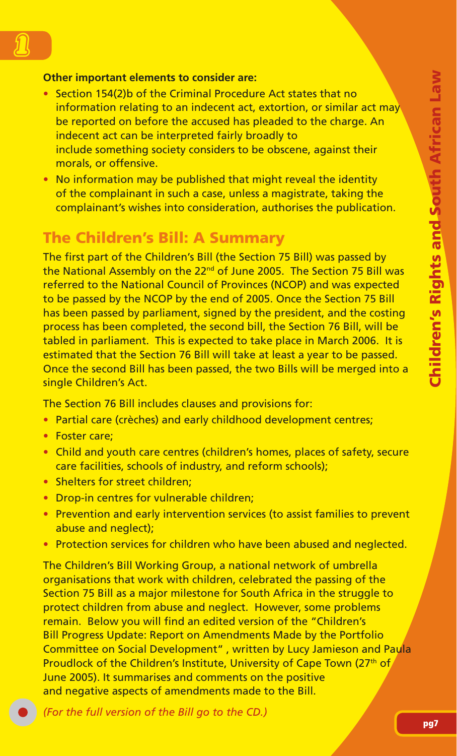**Other important elements to consider are:**

- Section 154(2)b of the Criminal Procedure Act states that no information relating to an indecent act, extortion, or similar act may be reported on before the accused has pleaded to the charge. An indecent act can be interpreted fairly broadly to include something society considers to be obscene, against their morals, or offensive.
- No information may be published that might reveal the identity of the complainant in such a case, unless a magistrate, taking the complainant's wishes into consideration, authorises the publication.

## The Children's Bill: A Summary

The first part of the Children's Bill (the Section 75 Bill) was passed by the National Assembly on the 22nd of June 2005. The Section 75 Bill was referred to the National Council of Provinces (NCOP) and was expected to be passed by the NCOP by the end of 2005. Once the Section 75 Bill has been passed by parliament, signed by the president, and the costing process has been completed, the second bill, the Section 76 Bill, will be tabled in parliament. This is expected to take place in March 2006. It is estimated that the Section 76 Bill will take at least a year to be passed. Once the second Bill has been passed, the two Bills will be merged into a single Children's Act.

The Section 76 Bill includes clauses and provisions for:

- Partial care (crèches) and early childhood development centres;
- Foster care;
- Child and youth care centres (children's homes, places of safety, secure care facilities, schools of industry, and reform schools);
- Shelters for street children;
- Drop-in centres for vulnerable children;
- Prevention and early intervention services (to assist families to prevent abuse and neglect);
- Protection services for children who have been abused and neglected.

The Children's Bill Working Group, a national network of umbrella organisations that work with children, celebrated the passing of the Section 75 Bill as a major milestone for South Africa in the struggle to protect children from abuse and neglect. However, some problems remain. Below you will find an edited version of the "Children's Bill Progress Update: Report on Amendments Made by the Portfolio Committee on Social Development" , written by Lucy Jamieson and Paula Proudlock of the Children's Institute, University of Cape Town (27th of June 2005). It summarises and comments on the positive and negative aspects of amendments made to the Bill.

*(For the full version of the Bill go to the CD.)*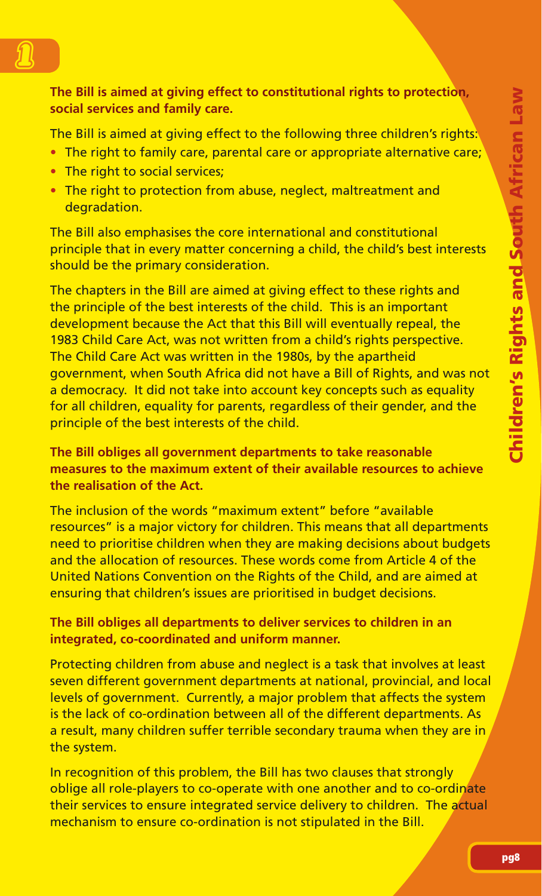**The Bill is aimed at giving effect to constitutional rights to protection, social services and family care.**

The Bill is aimed at giving effect to the following three children's rights:

- The right to family care, parental care or appropriate alternative care;
- The right to social services;
- The right to protection from abuse, neglect, maltreatment and degradation.

The Bill also emphasises the core international and constitutional principle that in every matter concerning a child, the child's best interests should be the primary consideration.

The chapters in the Bill are aimed at giving effect to these rights and the principle of the best interests of the child. This is an important development because the Act that this Bill will eventually repeal, the 1983 Child Care Act, was not written from a child's rights perspective. The Child Care Act was written in the 1980s, by the apartheid government, when South Africa did not have a Bill of Rights, and was not a democracy. It did not take into account key concepts such as equality for all children, equality for parents, regardless of their gender, and the principle of the best interests of the child.

**The Bill obliges all government departments to take reasonable measures to the maximum extent of their available resources to achieve the realisation of the Act.**

The inclusion of the words "maximum extent" before "available resources" is a major victory for children. This means that all departments need to prioritise children when they are making decisions about budgets and the allocation of resources. These words come from Article 4 of the United Nations Convention on the Rights of the Child, and are aimed at ensuring that children's issues are prioritised in budget decisions.

**The Bill obliges all departments to deliver services to children in an integrated, co-coordinated and uniform manner.**

Protecting children from abuse and neglect is a task that involves at least seven different government departments at national, provincial, and local levels of government. Currently, a major problem that affects the system is the lack of co-ordination between all of the different departments. As a result, many children suffer terrible secondary trauma when they are in the system.

In recognition of this problem, the Bill has two clauses that strongly oblige all role-players to co-operate with one another and to co-ordinate their services to ensure integrated service delivery to children. The actual mechanism to ensure co-ordination is not stipulated in the Bill.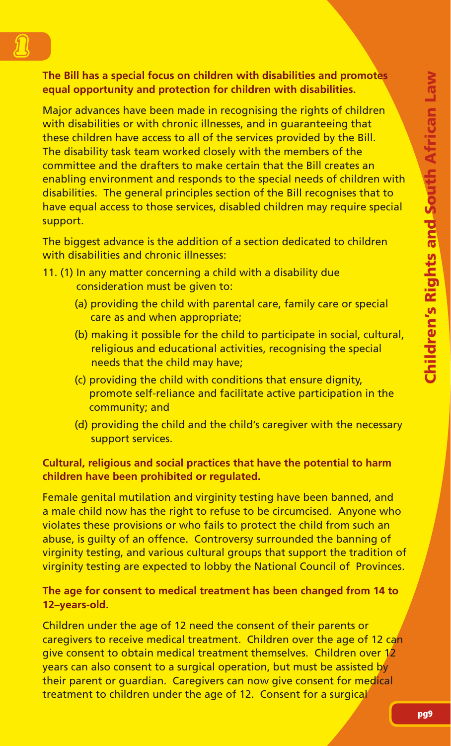**The Bill has a special focus on children with disabilities and promotes equal opportunity and protection for children with disabilities.**

Major advances have been made in recognising the rights of children with disabilities or with chronic illnesses, and in guaranteeing that these children have access to all of the services provided by the Bill. The disability task team worked closely with the members of the committee and the drafters to make certain that the Bill creates an enabling environment and responds to the special needs of children with disabilities. The general principles section of the Bill recognises that to have equal access to those services, disabled children may require special support.

The biggest advance is the addition of a section dedicated to children with disabilities and chronic illnesses:

11. (1) In any matter concerning a child with a disability due consideration must be given to:
    - (a) providing the child with parental care, family care or special care as and when appropriate;
    - (b) making it possible for the child to participate in social, cultural, religious and educational activities, recognising the special needs that the child may have;
    - (c) providing the child with conditions that ensure dignity, promote self-reliance and facilitate active participation in the community; and
    - (d) providing the child and the child's caregiver with the necessary support services.

**Cultural, religious and social practices that have the potential to harm children have been prohibited or regulated.**

Female genital mutilation and virginity testing have been banned, and a male child now has the right to refuse to be circumcised. Anyone who violates these provisions or who fails to protect the child from such an abuse, is guilty of an offence. Controversy surrounded the banning of virginity testing, and various cultural groups that support the tradition of virginity testing are expected to lobby the National Council of Provinces.

**The age for consent to medical treatment has been changed from 14 to 12–years-old.**

Children under the age of 12 need the consent of their parents or caregivers to receive medical treatment. Children over the age of 12 can give consent to obtain medical treatment themselves. Children over 12 years can also consent to a surgical operation, but must be assisted by their parent or guardian. Caregivers can now give consent for medical treatment to children under the age of 12. Consent for a surgical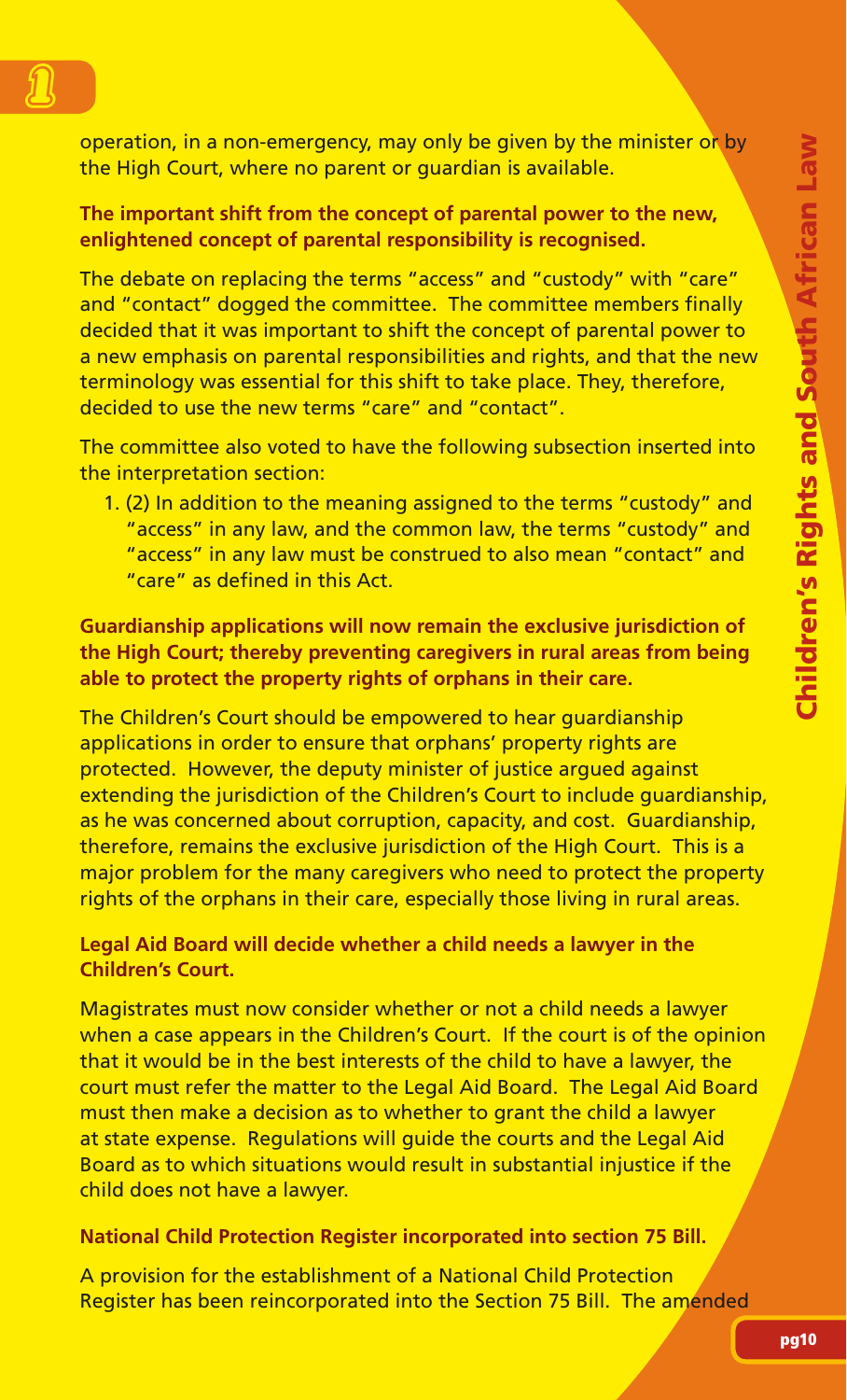operation, in a non-emergency, may only be given by the minister or by the High Court, where no parent or guardian is available.

**The important shift from the concept of parental power to the new, enlightened concept of parental responsibility is recognised.**

The debate on replacing the terms "access" and "custody" with "care" and "contact" dogged the committee. The committee members finally decided that it was important to shift the concept of parental power to a new emphasis on parental responsibilities and rights, and that the new terminology was essential for this shift to take place. They, therefore, decided to use the new terms "care" and "contact".

The committee also voted to have the following subsection inserted into the interpretation section:

1. (2) In addition to the meaning assigned to the terms "custody" and "access" in any law, and the common law, the terms "custody" and "access" in any law must be construed to also mean "contact" and "care" as defined in this Act.

**Guardianship applications will now remain the exclusive jurisdiction of the High Court; thereby preventing caregivers in rural areas from being able to protect the property rights of orphans in their care.**

The Children's Court should be empowered to hear guardianship applications in order to ensure that orphans' property rights are protected. However, the deputy minister of justice argued against extending the jurisdiction of the Children's Court to include guardianship, as he was concerned about corruption, capacity, and cost. Guardianship, therefore, remains the exclusive jurisdiction of the High Court. This is a major problem for the many caregivers who need to protect the property rights of the orphans in their care, especially those living in rural areas.

**Legal Aid Board will decide whether a child needs a lawyer in the Children's Court.**

Magistrates must now consider whether or not a child needs a lawyer when a case appears in the Children's Court. If the court is of the opinion that it would be in the best interests of the child to have a lawyer, the court must refer the matter to the Legal Aid Board. The Legal Aid Board must then make a decision as to whether to grant the child a lawyer at state expense. Regulations will guide the courts and the Legal Aid Board as to which situations would result in substantial injustice if the child does not have a lawyer.

**National Child Protection Register incorporated into section 75 Bill.**

A provision for the establishment of a National Child Protection Register has been reincorporated into the Section 75 Bill. The amended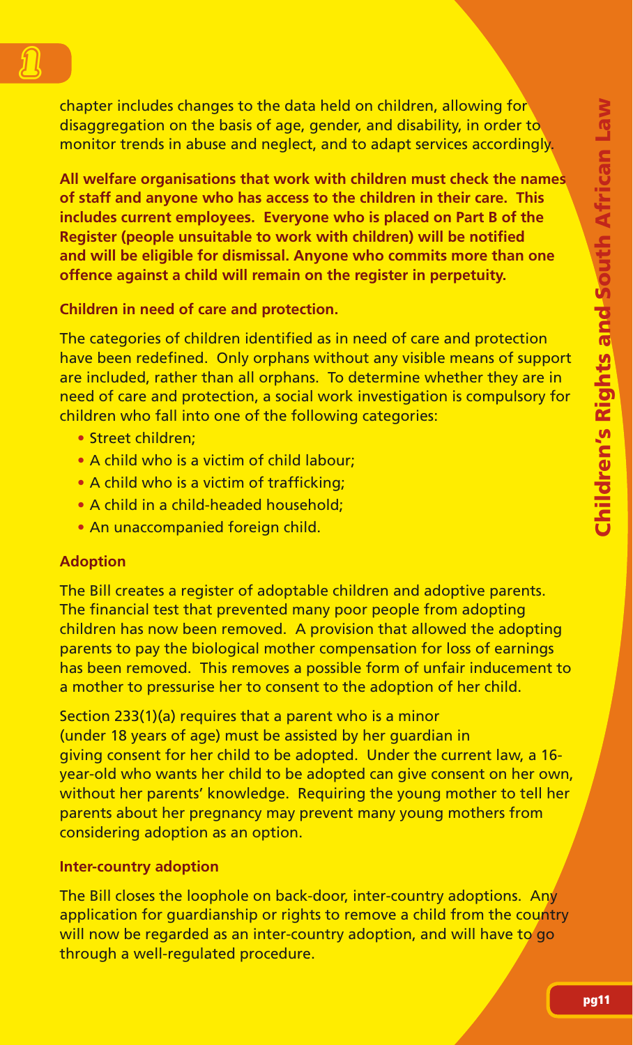chapter includes changes to the data held on children, allowing for disaggregation on the basis of age, gender, and disability, in order to monitor trends in abuse and neglect, and to adapt services accordingly.

**All welfare organisations that work with children must check the names of staff and anyone who has access to the children in their care. This includes current employees. Everyone who is placed on Part B of the Register (people unsuitable to work with children) will be notified and will be eligible for dismissal. Anyone who commits more than one offence against a child will remain on the register in perpetuity.**

### Children in need of care and protection.

The categories of children identified as in need of care and protection have been redefined. Only orphans without any visible means of support are included, rather than all orphans. To determine whether they are in need of care and protection, a social work investigation is compulsory for children who fall into one of the following categories:

- Street children;
- A child who is a victim of child labour;
- A child who is a victim of trafficking;
- A child in a child-headed household;
- An unaccompanied foreign child.

### Adoption

The Bill creates a register of adoptable children and adoptive parents. The financial test that prevented many poor people from adopting children has now been removed. A provision that allowed the adopting parents to pay the biological mother compensation for loss of earnings has been removed. This removes a possible form of unfair inducement to a mother to pressurise her to consent to the adoption of her child.

Section 233(1)(a) requires that a parent who is a minor (under 18 years of age) must be assisted by her guardian in giving consent for her child to be adopted. Under the current law, a 16-year-old who wants her child to be adopted can give consent on her own, without her parents' knowledge. Requiring the young mother to tell her parents about her pregnancy may prevent many young mothers from considering adoption as an option.

### Inter-country adoption

The Bill closes the loophole on back-door, inter-country adoptions. Any application for guardianship or rights to remove a child from the country will now be regarded as an inter-country adoption, and will have to go through a well-regulated procedure.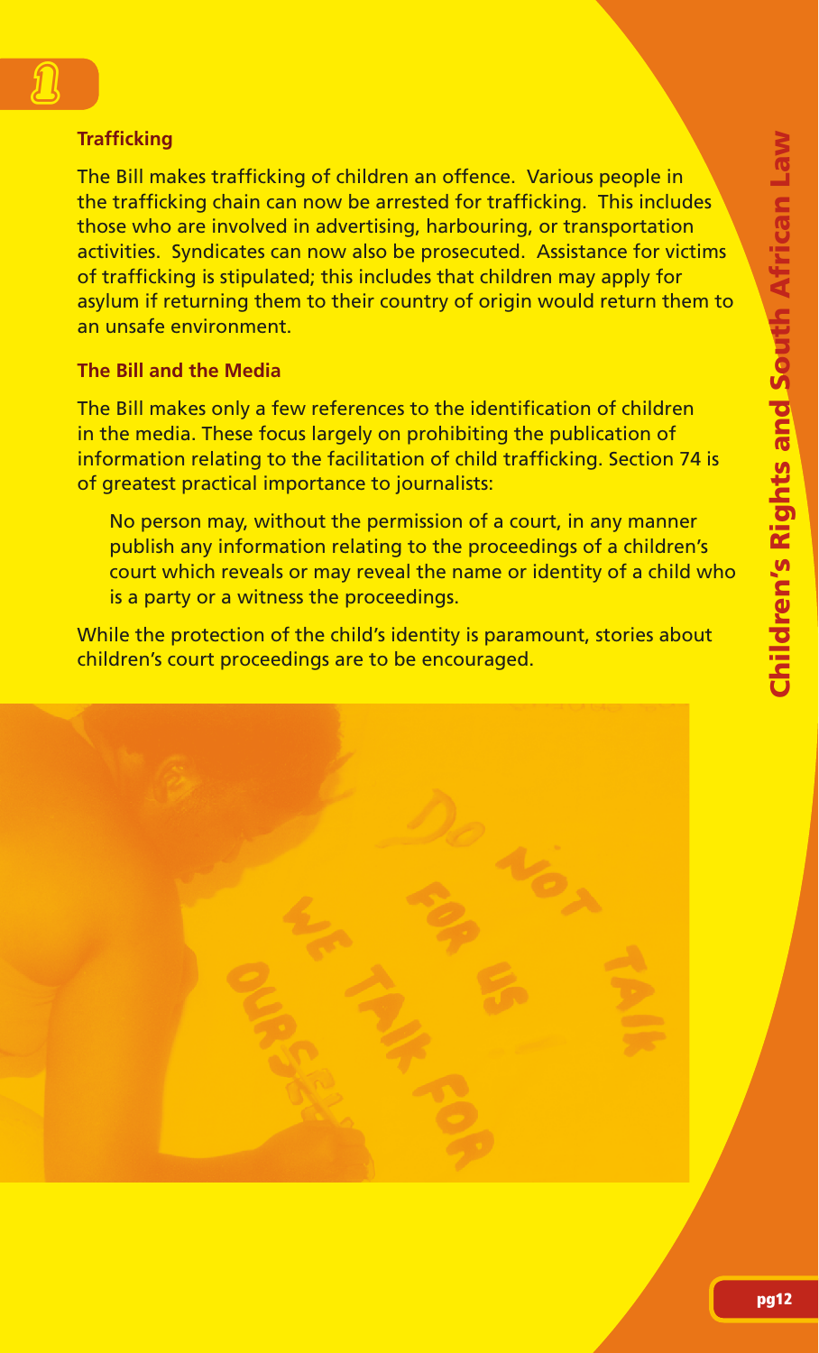### Trafficking

The Bill makes trafficking of children an offence. Various people in the trafficking chain can now be arrested for trafficking. This includes those who are involved in advertising, harbouring, or transportation activities. Syndicates can now also be prosecuted. Assistance for victims of trafficking is stipulated; this includes that children may apply for asylum if returning them to their country of origin would return them to an unsafe environment.

### The Bill and the Media

The Bill makes only a few references to the identification of children in the media. These focus largely on prohibiting the publication of information relating to the facilitation of child trafficking. Section 74 is of greatest practical importance to journalists:

> No person may, without the permission of a court, in any manner publish any information relating to the proceedings of a children's court which reveals or may reveal the name or identity of a child who is a party or a witness the proceedings.

While the protection of the child's identity is paramount, stories about children's court proceedings are to be encouraged.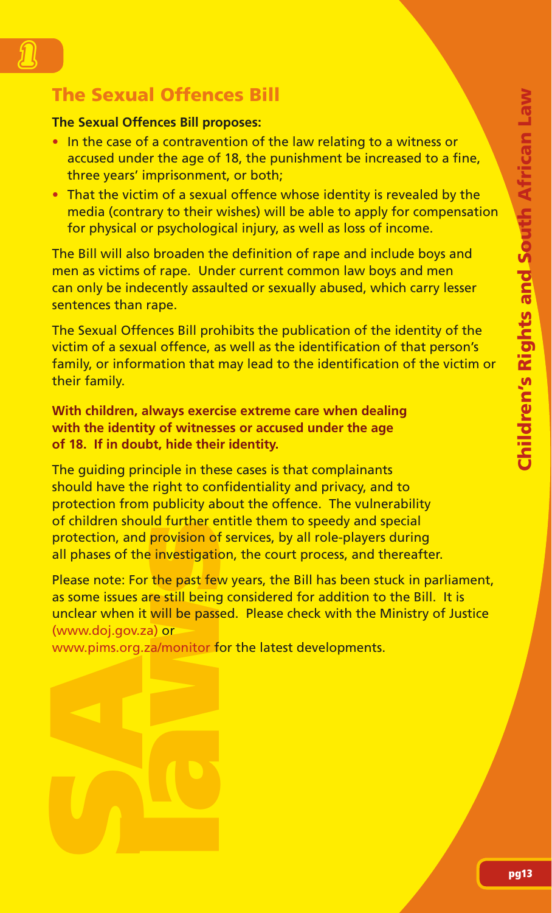## The Sexual Offences Bill

**The Sexual Offences Bill proposes:**

- In the case of a contravention of the law relating to a witness or accused under the age of 18, the punishment be increased to a fine, three years' imprisonment, or both;
- That the victim of a sexual offence whose identity is revealed by the media (contrary to their wishes) will be able to apply for compensation for physical or psychological injury, as well as loss of income.

The Bill will also broaden the definition of rape and include boys and men as victims of rape. Under current common law boys and men can only be indecently assaulted or sexually abused, which carry lesser sentences than rape.

The Sexual Offences Bill prohibits the publication of the identity of the victim of a sexual offence, as well as the identification of that person's family, or information that may lead to the identification of the victim or their family.

**With children, always exercise extreme care when dealing with the identity of witnesses or accused under the age of 18. If in doubt, hide their identity.**

The guiding principle in these cases is that complainants should have the right to confidentiality and privacy, and to protection from publicity about the offence. The vulnerability of children should further entitle them to speedy and special protection, and provision of services, by all role-players during all phases of the investigation, the court process, and thereafter.

Please note: For the past few years, the Bill has been stuck in parliament, as some issues are still being considered for addition to the Bill. It is unclear when it will be passed. Please check with the Ministry of Justice (www.doj.gov.za) or www.pims.org.za/monitor for the latest developments.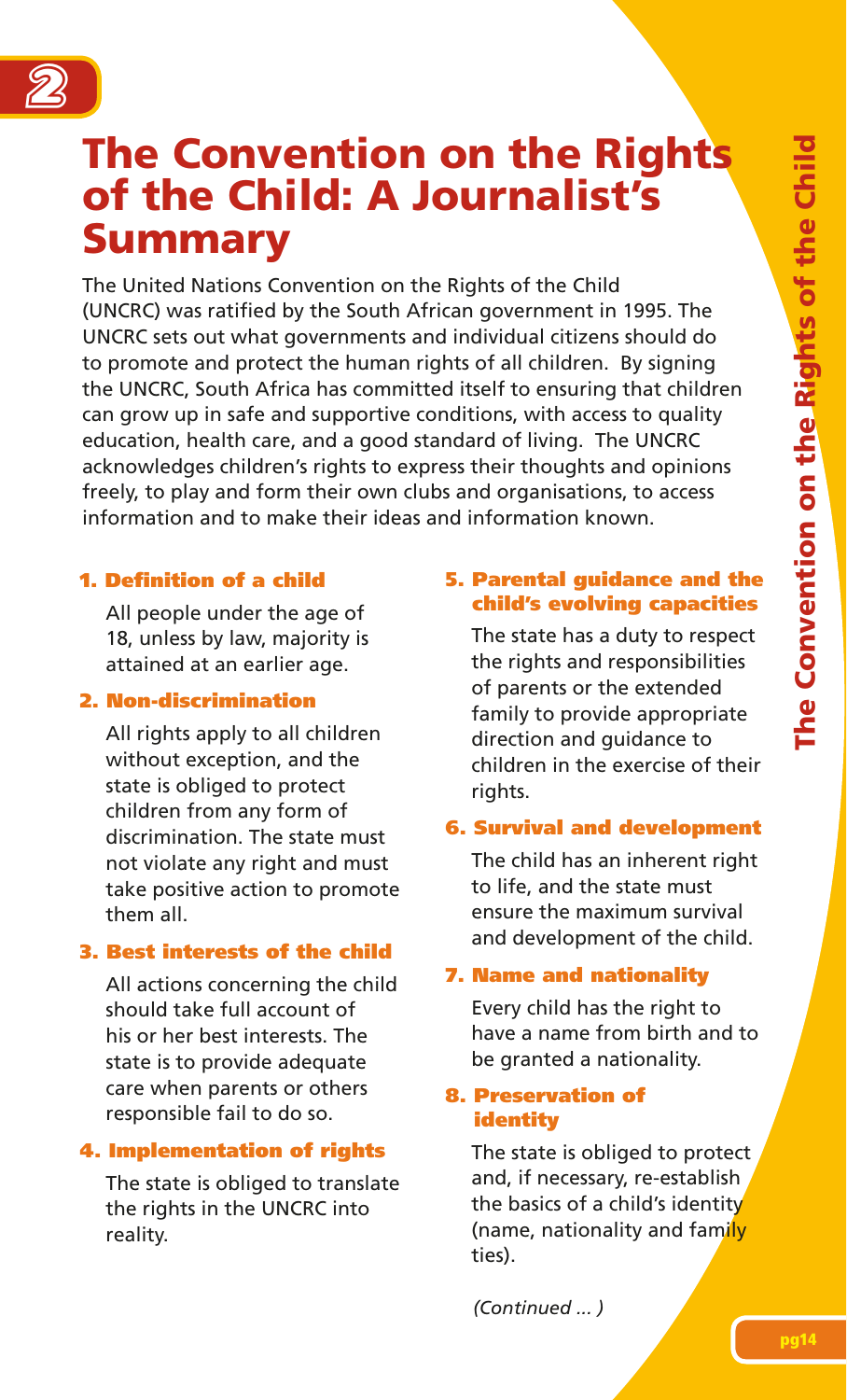# The Convention on the Rights of the Child: A Journalist's Summary

The United Nations Convention on the Rights of the Child (UNCRC) was ratified by the South African government in 1995. The UNCRC sets out what governments and individual citizens should do to promote and protect the human rights of all children. By signing the UNCRC, South Africa has committed itself to ensuring that children can grow up in safe and supportive conditions, with access to quality education, health care, and a good standard of living. The UNCRC acknowledges children's rights to express their thoughts and opinions freely, to play and form their own clubs and organisations, to access information and to make their ideas and information known.

### 1. Definition of a child

All people under the age of 18, unless by law, majority is attained at an earlier age.

### 2. Non-discrimination

All rights apply to all children without exception, and the state is obliged to protect children from any form of discrimination. The state must not violate any right and must take positive action to promote them all.

### 3. Best interests of the child

All actions concerning the child should take full account of his or her best interests. The state is to provide adequate care when parents or others responsible fail to do so.

### 4. Implementation of rights

The state is obliged to translate the rights in the UNCRC into reality.

### 5. Parental guidance and the child's evolving capacities

The state has a duty to respect the rights and responsibilities of parents or the extended family to provide appropriate direction and guidance to children in the exercise of their rights.

### 6. Survival and development

The child has an inherent right to life, and the state must ensure the maximum survival and development of the child.

### 7. Name and nationality

Every child has the right to have a name from birth and to be granted a nationality.

### 8. Preservation of identity

The state is obliged to protect and, if necessary, re-establish the basics of a child's identity (name, nationality and family ties).

*(Continued ... )*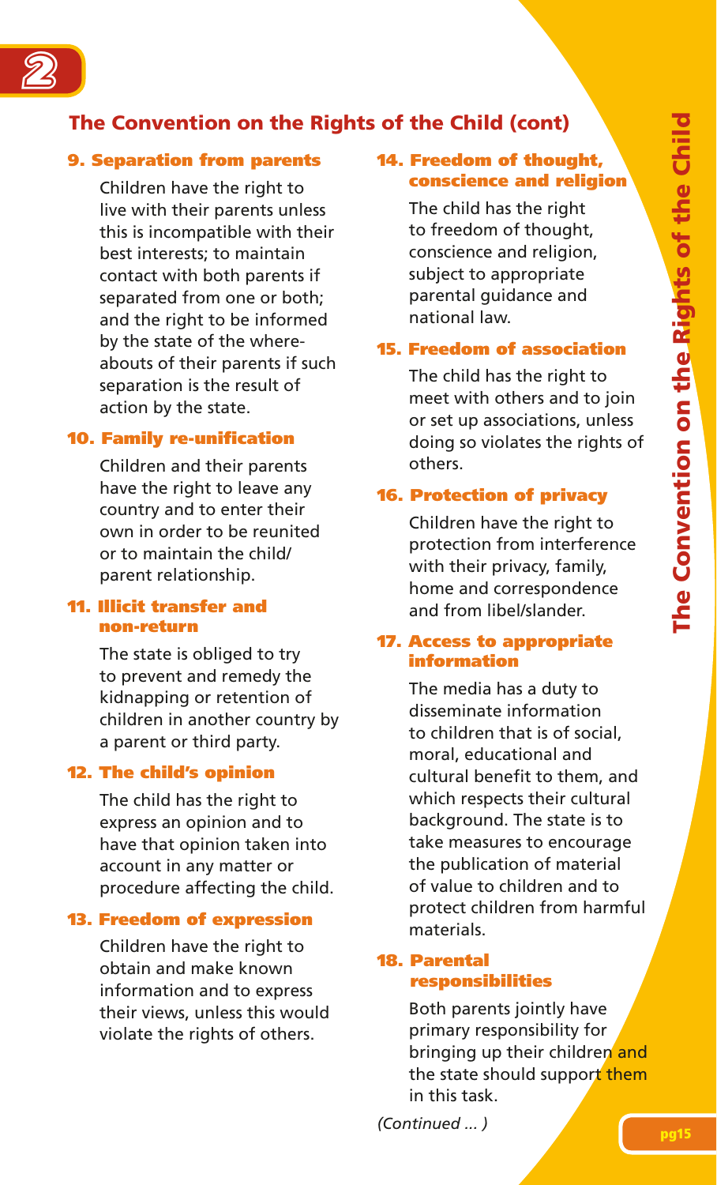## The Convention on the Rights of the Child (cont)

### 9. Separation from parents

Children have the right to live with their parents unless this is incompatible with their best interests; to maintain contact with both parents if separated from one or both; and the right to be informed by the state of the whereabouts of their parents if such separation is the result of action by the state.

### 10. Family re-unification

Children and their parents have the right to leave any country and to enter their own in order to be reunited or to maintain the child/parent relationship.

### 11. Illicit transfer and non-return

The state is obliged to try to prevent and remedy the kidnapping or retention of children in another country by a parent or third party.

### 12. The child's opinion

The child has the right to express an opinion and to have that opinion taken into account in any matter or procedure affecting the child.

### 13. Freedom of expression

Children have the right to obtain and make known information and to express their views, unless this would violate the rights of others.

### 14. Freedom of thought, conscience and religion

The child has the right to freedom of thought, conscience and religion, subject to appropriate parental guidance and national law.

### 15. Freedom of association

The child has the right to meet with others and to join or set up associations, unless doing so violates the rights of others.

### 16. Protection of privacy

Children have the right to protection from interference with their privacy, family, home and correspondence and from libel/slander.

### 17. Access to appropriate information

The media has a duty to disseminate information to children that is of social, moral, educational and cultural benefit to them, and which respects their cultural background. The state is to take measures to encourage the publication of material of value to children and to protect children from harmful materials.

### 18. Parental responsibilities

Both parents jointly have primary responsibility for bringing up their children and the state should support them in this task.

*(Continued ... )*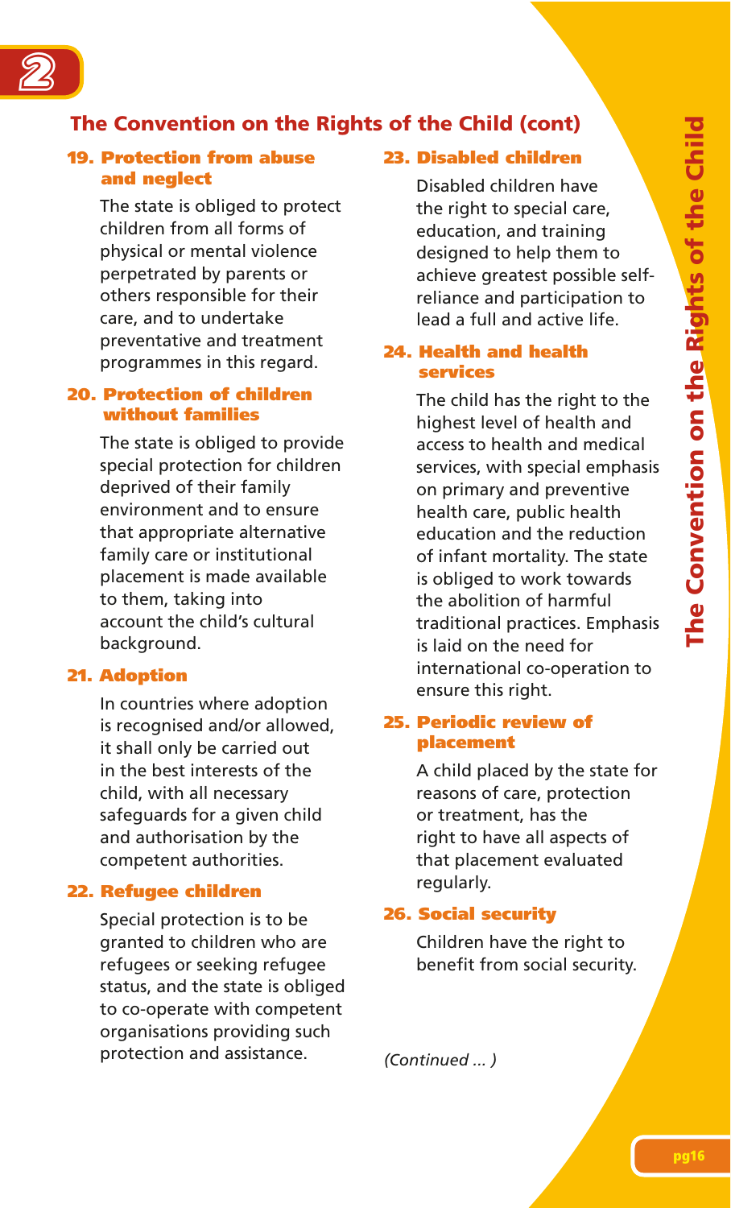## The Convention on the Rights of the Child (cont)

### 19. Protection from abuse and neglect

The state is obliged to protect children from all forms of physical or mental violence perpetrated by parents or others responsible for their care, and to undertake preventative and treatment programmes in this regard.

### 20. Protection of children without families

The state is obliged to provide special protection for children deprived of their family environment and to ensure that appropriate alternative family care or institutional placement is made available to them, taking into account the child's cultural background.

### 21. Adoption

In countries where adoption is recognised and/or allowed, it shall only be carried out in the best interests of the child, with all necessary safeguards for a given child and authorisation by the competent authorities.

### 22. Refugee children

Special protection is to be granted to children who are refugees or seeking refugee status, and the state is obliged to co-operate with competent organisations providing such protection and assistance.

### 23. Disabled children

Disabled children have the right to special care, education, and training designed to help them to achieve greatest possible self-reliance and participation to lead a full and active life.

### 24. Health and health services

The child has the right to the highest level of health and access to health and medical services, with special emphasis on primary and preventive health care, public health education and the reduction of infant mortality. The state is obliged to work towards the abolition of harmful traditional practices. Emphasis is laid on the need for international co-operation to ensure this right.

### 25. Periodic review of placement

A child placed by the state for reasons of care, protection or treatment, has the right to have all aspects of that placement evaluated regularly.

### 26. Social security

Children have the right to benefit from social security.

*(Continued ... )*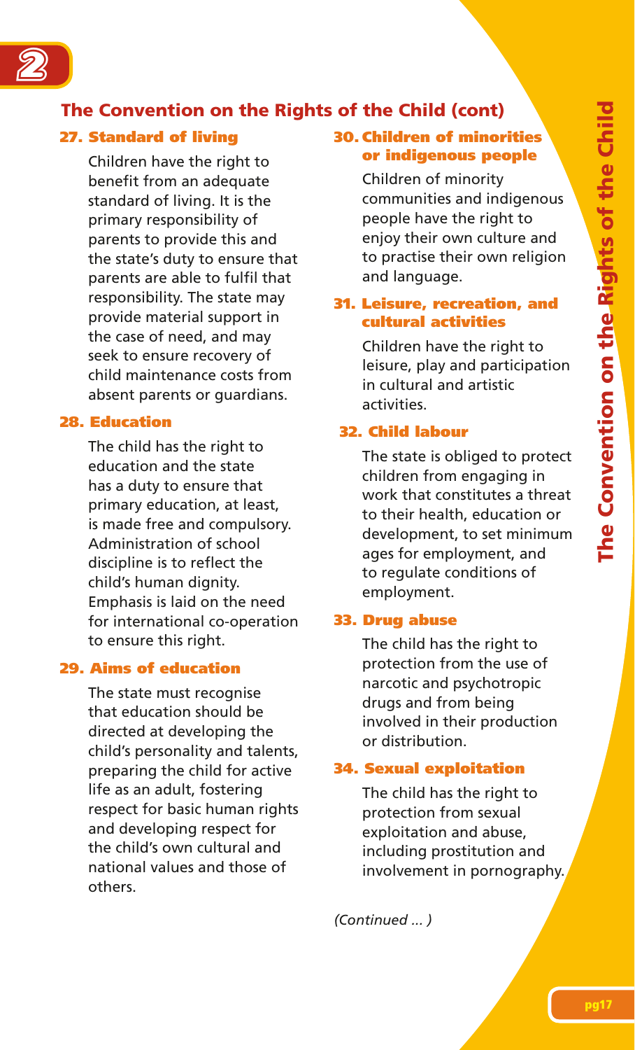## The Convention on the Rights of the Child (cont)

### 27. Standard of living

Children have the right to benefit from an adequate standard of living. It is the primary responsibility of parents to provide this and the state's duty to ensure that parents are able to fulfil that responsibility. The state may provide material support in the case of need, and may seek to ensure recovery of child maintenance costs from absent parents or guardians.

### 28. Education

The child has the right to education and the state has a duty to ensure that primary education, at least, is made free and compulsory. Administration of school discipline is to reflect the child's human dignity. Emphasis is laid on the need for international co-operation to ensure this right.

### 29. Aims of education

The state must recognise that education should be directed at developing the child's personality and talents, preparing the child for active life as an adult, fostering respect for basic human rights and developing respect for the child's own cultural and national values and those of others.

### 30. Children of minorities or indigenous people

Children of minority communities and indigenous people have the right to enjoy their own culture and to practise their own religion and language.

### 31. Leisure, recreation, and cultural activities

Children have the right to leisure, play and participation in cultural and artistic activities.

### 32. Child labour

The state is obliged to protect children from engaging in work that constitutes a threat to their health, education or development, to set minimum ages for employment, and to regulate conditions of employment.

### 33. Drug abuse

The child has the right to protection from the use of narcotic and psychotropic drugs and from being involved in their production or distribution.

### 34. Sexual exploitation

The child has the right to protection from sexual exploitation and abuse, including prostitution and involvement in pornography.

*(Continued ... )*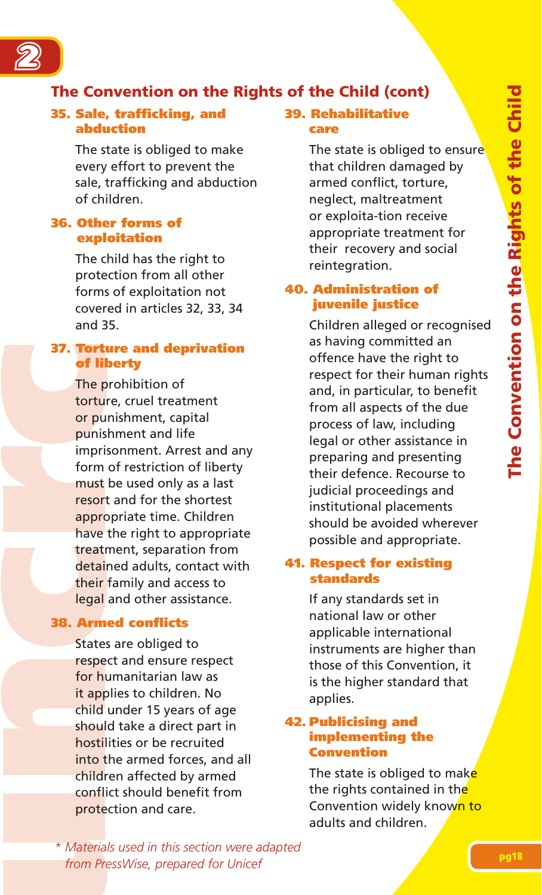## The Convention on the Rights of the Child (cont)

### 35. Sale, trafficking, and abduction

The state is obliged to make every effort to prevent the sale, trafficking and abduction of children.

### 36. Other forms of exploitation

The child has the right to protection from all other forms of exploitation not covered in articles 32, 33, 34 and 35.

### 37. Torture and deprivation of liberty

The prohibition of torture, cruel treatment or punishment, capital punishment and life imprisonment. Arrest and any form of restriction of liberty must be used only as a last resort and for the shortest appropriate time. Children have the right to appropriate treatment, separation from detained adults, contact with their family and access to legal and other assistance.

### 38. Armed conflicts

States are obliged to respect and ensure respect for humanitarian law as it applies to children. No child under 15 years of age should take a direct part in hostilities or be recruited into the armed forces, and all children affected by armed conflict should benefit from protection and care.

### 39. Rehabilitative care

The state is obliged to ensure that children damaged by armed conflict, torture, neglect, maltreatment or exploita-tion receive appropriate treatment for their recovery and social reintegration.

### 40. Administration of juvenile justice

Children alleged or recognised as having committed an offence have the right to respect for their human rights and, in particular, to benefit from all aspects of the due process of law, including legal or other assistance in preparing and presenting their defence. Recourse to judicial proceedings and institutional placements should be avoided wherever possible and appropriate.

### 41. Respect for existing standards

If any standards set in national law or other applicable international instruments are higher than those of this Convention, it is the higher standard that applies.

### 42. Publicising and implementing the Convention

The state is obliged to make the rights contained in the Convention widely known to adults and children.

*\* Materials used in this section were adapted from PressWise, prepared for Unicef*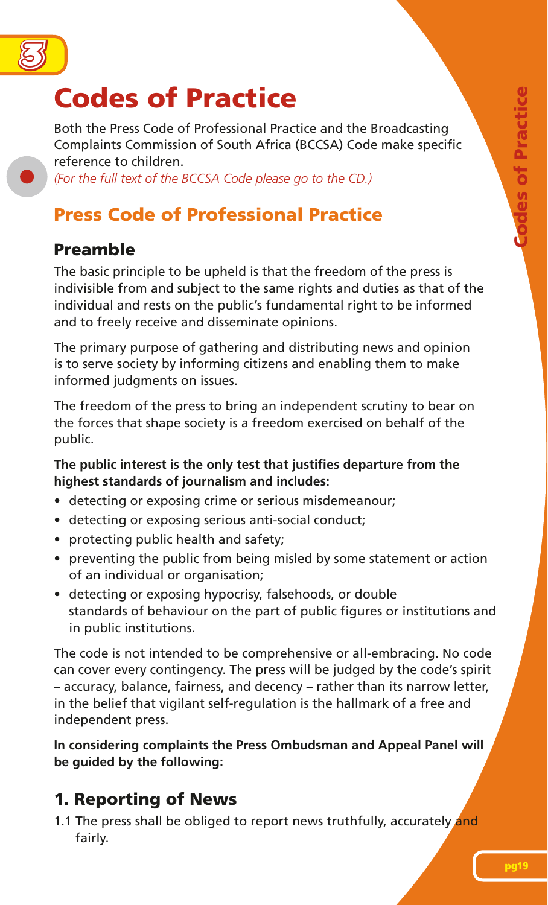# Codes of Practice

Both the Press Code of Professional Practice and the Broadcasting Complaints Commission of South Africa (BCCSA) Code make specific reference to children.

*(For the full text of the BCCSA Code please go to the CD.)*

## Press Code of Professional Practice

### Preamble

The basic principle to be upheld is that the freedom of the press is indivisible from and subject to the same rights and duties as that of the individual and rests on the public's fundamental right to be informed and to freely receive and disseminate opinions.

The primary purpose of gathering and distributing news and opinion is to serve society by informing citizens and enabling them to make informed judgments on issues.

The freedom of the press to bring an independent scrutiny to bear on the forces that shape society is a freedom exercised on behalf of the public.

**The public interest is the only test that justifies departure from the highest standards of journalism and includes:**

- detecting or exposing crime or serious misdemeanour;
- detecting or exposing serious anti-social conduct;
- protecting public health and safety;
- preventing the public from being misled by some statement or action of an individual or organisation;
- detecting or exposing hypocrisy, falsehoods, or double standards of behaviour on the part of public figures or institutions and in public institutions.

The code is not intended to be comprehensive or all-embracing. No code can cover every contingency. The press will be judged by the code's spirit – accuracy, balance, fairness, and decency – rather than its narrow letter, in the belief that vigilant self-regulation is the hallmark of a free and independent press.

**In considering complaints the Press Ombudsman and Appeal Panel will be guided by the following:**

### 1. Reporting of News

1.1 The press shall be obliged to report news truthfully, accurately and fairly.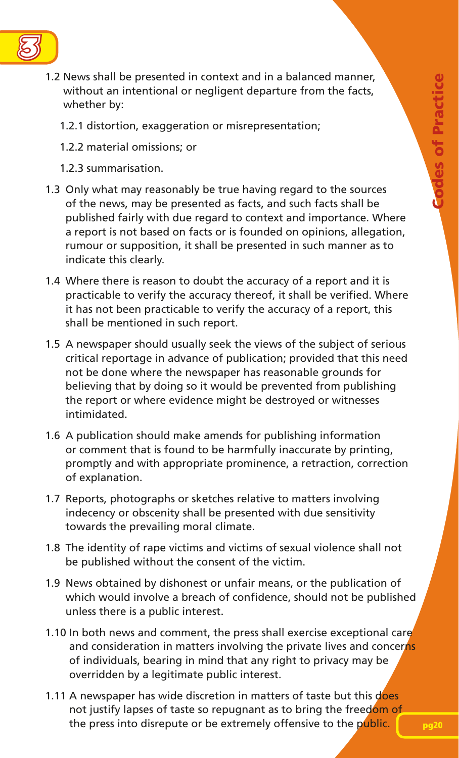1.2 News shall be presented in context and in a balanced manner, without an intentional or negligent departure from the facts, whether by:

   1.2.1 distortion, exaggeration or misrepresentation;

   1.2.2 material omissions; or

   1.2.3 summarisation.

1.3 Only what may reasonably be true having regard to the sources of the news, may be presented as facts, and such facts shall be published fairly with due regard to context and importance. Where a report is not based on facts or is founded on opinions, allegation, rumour or supposition, it shall be presented in such manner as to indicate this clearly.

1.4 Where there is reason to doubt the accuracy of a report and it is practicable to verify the accuracy thereof, it shall be verified. Where it has not been practicable to verify the accuracy of a report, this shall be mentioned in such report.

1.5 A newspaper should usually seek the views of the subject of serious critical reportage in advance of publication; provided that this need not be done where the newspaper has reasonable grounds for believing that by doing so it would be prevented from publishing the report or where evidence might be destroyed or witnesses intimidated.

1.6 A publication should make amends for publishing information or comment that is found to be harmfully inaccurate by printing, promptly and with appropriate prominence, a retraction, correction of explanation.

1.7 Reports, photographs or sketches relative to matters involving indecency or obscenity shall be presented with due sensitivity towards the prevailing moral climate.

1.8 The identity of rape victims and victims of sexual violence shall not be published without the consent of the victim.

1.9 News obtained by dishonest or unfair means, or the publication of which would involve a breach of confidence, should not be published unless there is a public interest.

1.10 In both news and comment, the press shall exercise exceptional care and consideration in matters involving the private lives and concerns of individuals, bearing in mind that any right to privacy may be overridden by a legitimate public interest.

1.11 A newspaper has wide discretion in matters of taste but this does not justify lapses of taste so repugnant as to bring the freedom of the press into disrepute or be extremely offensive to the public.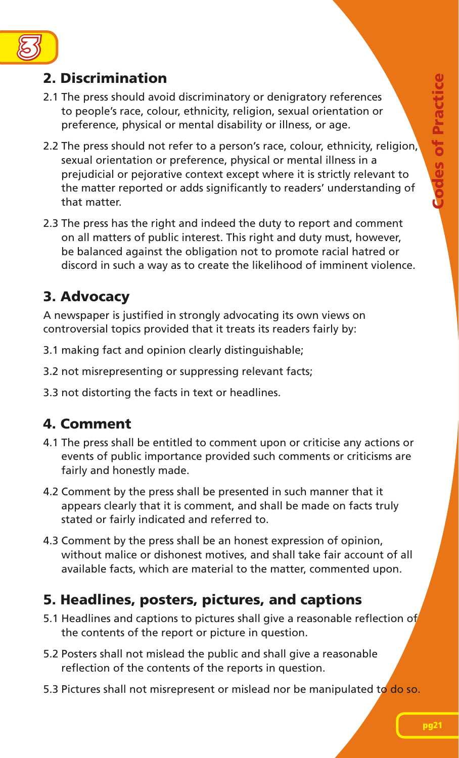## 2. Discrimination

2.1 The press should avoid discriminatory or denigratory references to people's race, colour, ethnicity, religion, sexual orientation or preference, physical or mental disability or illness, or age.

2.2 The press should not refer to a person's race, colour, ethnicity, religion, sexual orientation or preference, physical or mental illness in a prejudicial or pejorative context except where it is strictly relevant to the matter reported or adds significantly to readers' understanding of that matter.

2.3 The press has the right and indeed the duty to report and comment on all matters of public interest. This right and duty must, however, be balanced against the obligation not to promote racial hatred or discord in such a way as to create the likelihood of imminent violence.

## 3. Advocacy

A newspaper is justified in strongly advocating its own views on controversial topics provided that it treats its readers fairly by:

3.1 making fact and opinion clearly distinguishable;

3.2 not misrepresenting or suppressing relevant facts;

3.3 not distorting the facts in text or headlines.

## 4. Comment

4.1 The press shall be entitled to comment upon or criticise any actions or events of public importance provided such comments or criticisms are fairly and honestly made.

4.2 Comment by the press shall be presented in such manner that it appears clearly that it is comment, and shall be made on facts truly stated or fairly indicated and referred to.

4.3 Comment by the press shall be an honest expression of opinion, without malice or dishonest motives, and shall take fair account of all available facts, which are material to the matter, commented upon.

## 5. Headlines, posters, pictures, and captions

5.1 Headlines and captions to pictures shall give a reasonable reflection of the contents of the report or picture in question.

5.2 Posters shall not mislead the public and shall give a reasonable reflection of the contents of the reports in question.

5.3 Pictures shall not misrepresent or mislead nor be manipulated to do so.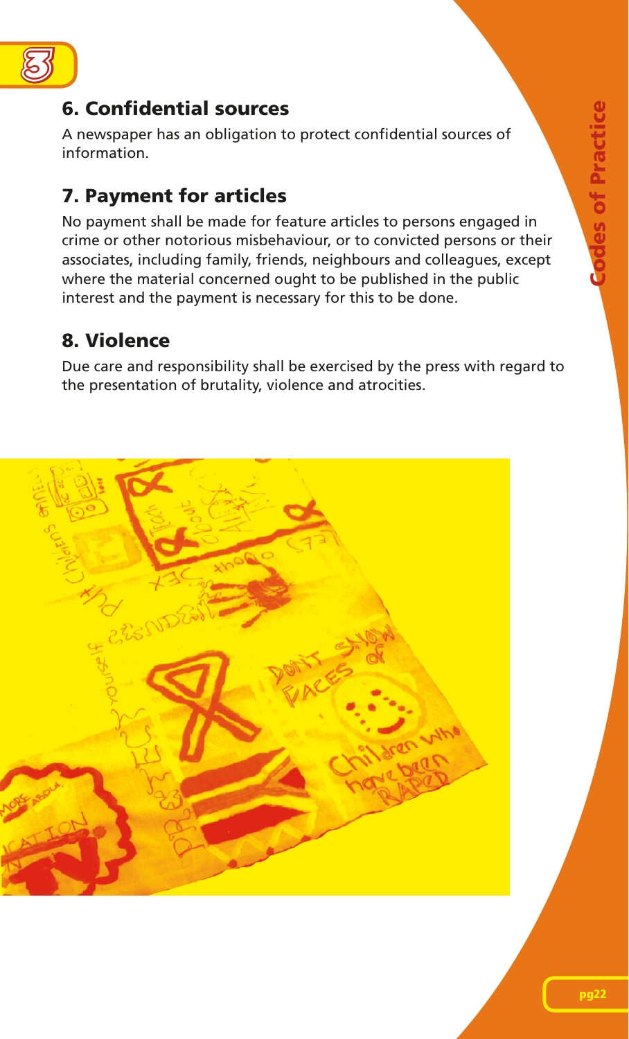## 6. Confidential sources

A newspaper has an obligation to protect confidential sources of information.

## 7. Payment for articles

No payment shall be made for feature articles to persons engaged in crime or other notorious misbehaviour, or to convicted persons or their associates, including family, friends, neighbours and colleagues, except where the material concerned ought to be published in the public interest and the payment is necessary for this to be done.

## 8. Violence

Due care and responsibility shall be exercised by the press with regard to the presentation of brutality, violence and atrocities.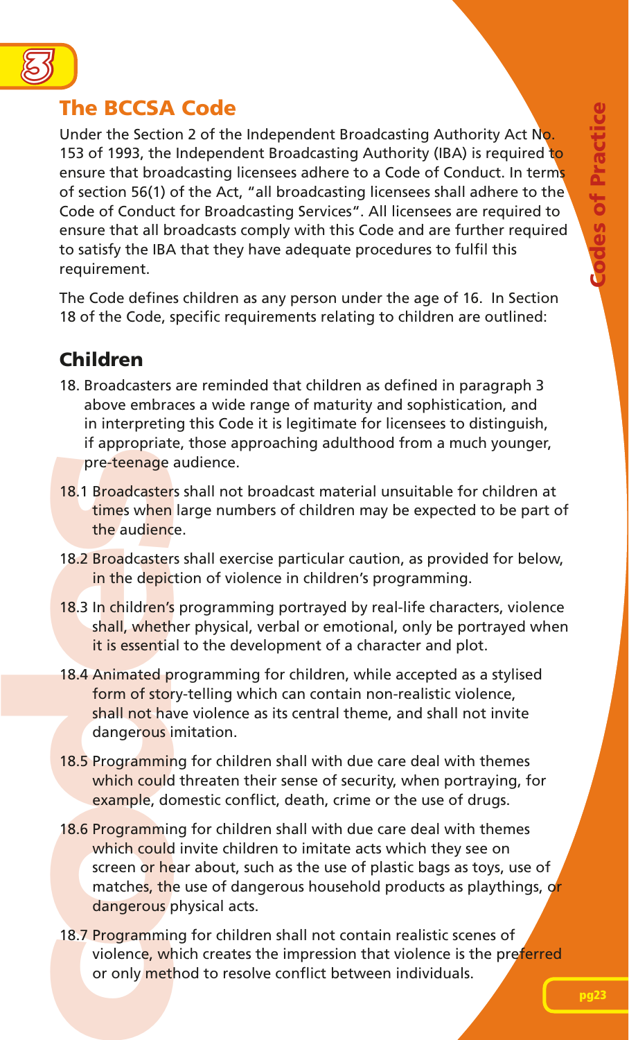## The BCCSA Code

Under the Section 2 of the Independent Broadcasting Authority Act No. 153 of 1993, the Independent Broadcasting Authority (IBA) is required to ensure that broadcasting licensees adhere to a Code of Conduct. In terms of section 56(1) of the Act, "all broadcasting licensees shall adhere to the Code of Conduct for Broadcasting Services". All licensees are required to ensure that all broadcasts comply with this Code and are further required to satisfy the IBA that they have adequate procedures to fulfil this requirement.

The Code defines children as any person under the age of 16. In Section 18 of the Code, specific requirements relating to children are outlined:

### Children

18. Broadcasters are reminded that children as defined in paragraph 3 above embraces a wide range of maturity and sophistication, and in interpreting this Code it is legitimate for licensees to distinguish, if appropriate, those approaching adulthood from a much younger, pre-teenage audience.

18.1 Broadcasters shall not broadcast material unsuitable for children at times when large numbers of children may be expected to be part of the audience.

18.2 Broadcasters shall exercise particular caution, as provided for below, in the depiction of violence in children's programming.

18.3 In children's programming portrayed by real-life characters, violence shall, whether physical, verbal or emotional, only be portrayed when it is essential to the development of a character and plot.

18.4 Animated programming for children, while accepted as a stylised form of story-telling which can contain non-realistic violence, shall not have violence as its central theme, and shall not invite dangerous imitation.

18.5 Programming for children shall with due care deal with themes which could threaten their sense of security, when portraying, for example, domestic conflict, death, crime or the use of drugs.

18.6 Programming for children shall with due care deal with themes which could invite children to imitate acts which they see on screen or hear about, such as the use of plastic bags as toys, use of matches, the use of dangerous household products as playthings, or dangerous physical acts.

18.7 Programming for children shall not contain realistic scenes of violence, which creates the impression that violence is the preferred or only method to resolve conflict between individuals.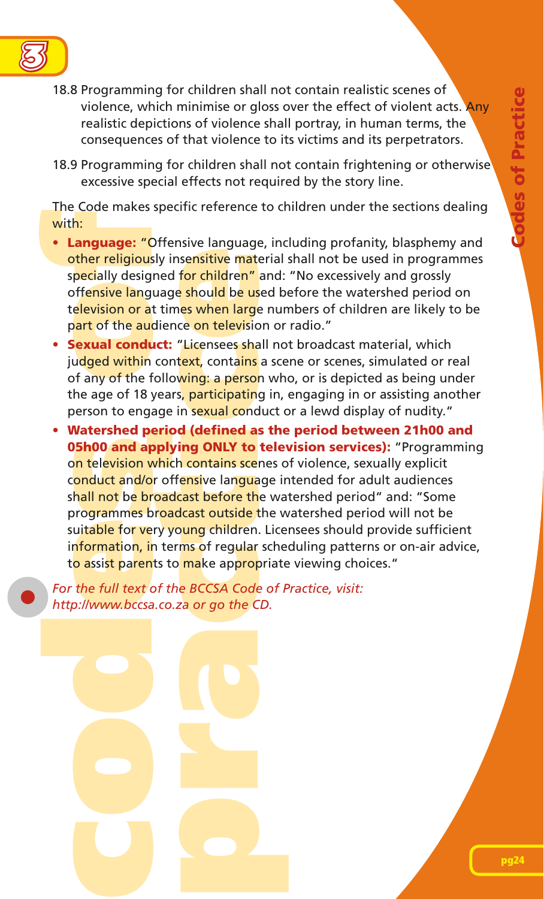18.8 Programming for children shall not contain realistic scenes of violence, which minimise or gloss over the effect of violent acts. Any realistic depictions of violence shall portray, in human terms, the consequences of that violence to its victims and its perpetrators.

18.9 Programming for children shall not contain frightening or otherwise excessive special effects not required by the story line.

The Code makes specific reference to children under the sections dealing with:

- **Language:** "Offensive language, including profanity, blasphemy and other religiously insensitive material shall not be used in programmes specially designed for children" and: "No excessively and grossly offensive language should be used before the watershed period on television or at times when large numbers of children are likely to be part of the audience on television or radio."
- **Sexual conduct:** "Licensees shall not broadcast material, which judged within context, contains a scene or scenes, simulated or real of any of the following: a person who, or is depicted as being under the age of 18 years, participating in, engaging in or assisting another person to engage in sexual conduct or a lewd display of nudity."
- **Watershed period (defined as the period between 21h00 and 05h00 and applying ONLY to television services):** "Programming on television which contains scenes of violence, sexually explicit conduct and/or offensive language intended for adult audiences shall not be broadcast before the watershed period" and: "Some programmes broadcast outside the watershed period will not be suitable for very young children. Licensees should provide sufficient information, in terms of regular scheduling patterns or on-air advice, to assist parents to make appropriate viewing choices."

*For the full text of the BCCSA Code of Practice, visit: http://www.bccsa.co.za or go the CD.*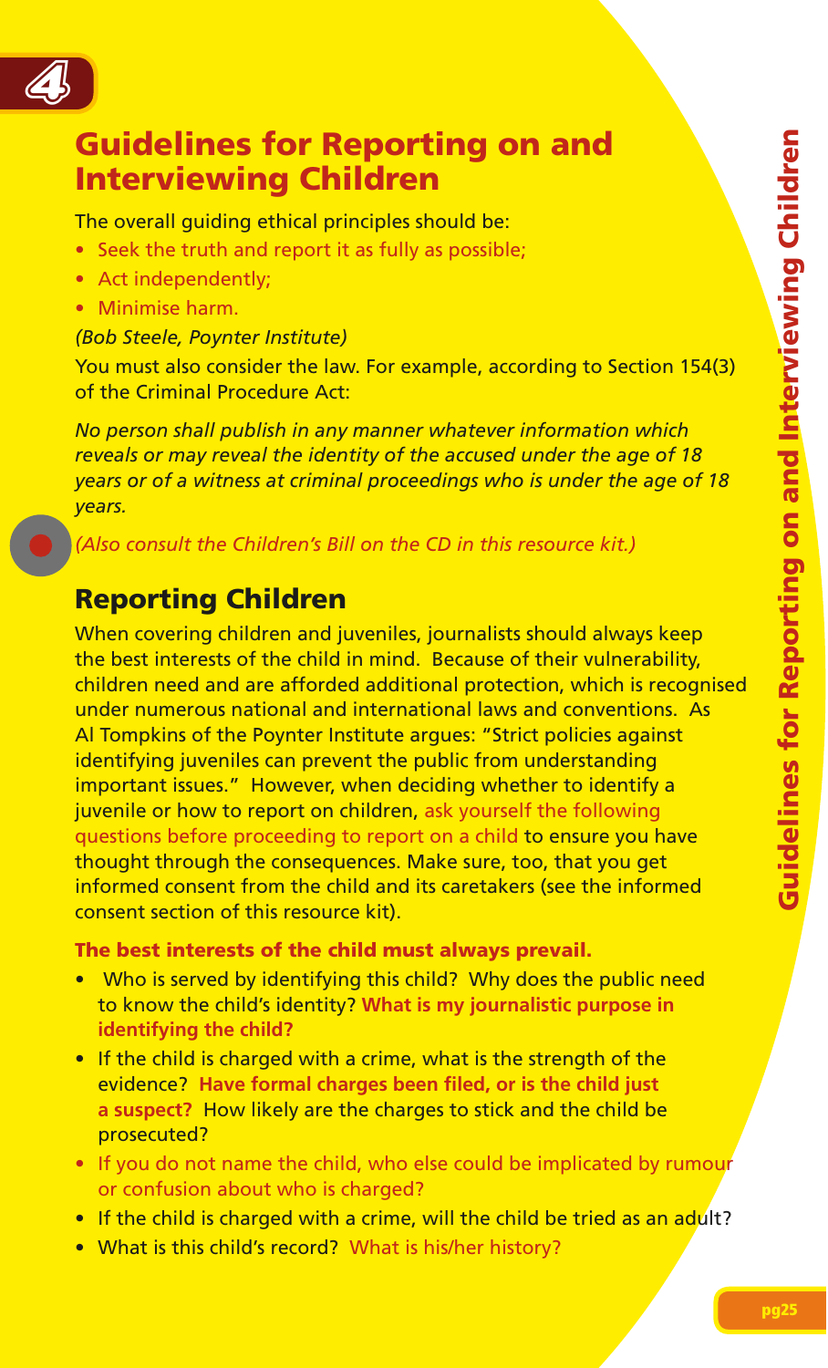## Guidelines for Reporting on and Interviewing Children

The overall guiding ethical principles should be:

- Seek the truth and report it as fully as possible;
- Act independently;
- Minimise harm.

*(Bob Steele, Poynter Institute)*

You must also consider the law. For example, according to Section 154(3) of the Criminal Procedure Act:

*No person shall publish in any manner whatever information which reveals or may reveal the identity of the accused under the age of 18 years or of a witness at criminal proceedings who is under the age of 18 years.*

*(Also consult the Children's Bill on the CD in this resource kit.)*

## Reporting Children

When covering children and juveniles, journalists should always keep the best interests of the child in mind. Because of their vulnerability, children need and are afforded additional protection, which is recognised under numerous national and international laws and conventions. As Al Tompkins of the Poynter Institute argues: "Strict policies against identifying juveniles can prevent the public from understanding important issues." However, when deciding whether to identify a juvenile or how to report on children, ask yourself the following questions before proceeding to report on a child to ensure you have thought through the consequences. Make sure, too, that you get informed consent from the child and its caretakers (see the informed consent section of this resource kit).

**The best interests of the child must always prevail.**

- Who is served by identifying this child? Why does the public need to know the child's identity? **What is my journalistic purpose in identifying the child?**
- If the child is charged with a crime, what is the strength of the evidence? **Have formal charges been filed, or is the child just a suspect?** How likely are the charges to stick and the child be prosecuted?
- If you do not name the child, who else could be implicated by rumour or confusion about who is charged?
- If the child is charged with a crime, will the child be tried as an adult?
- What is this child's record? What is his/her history?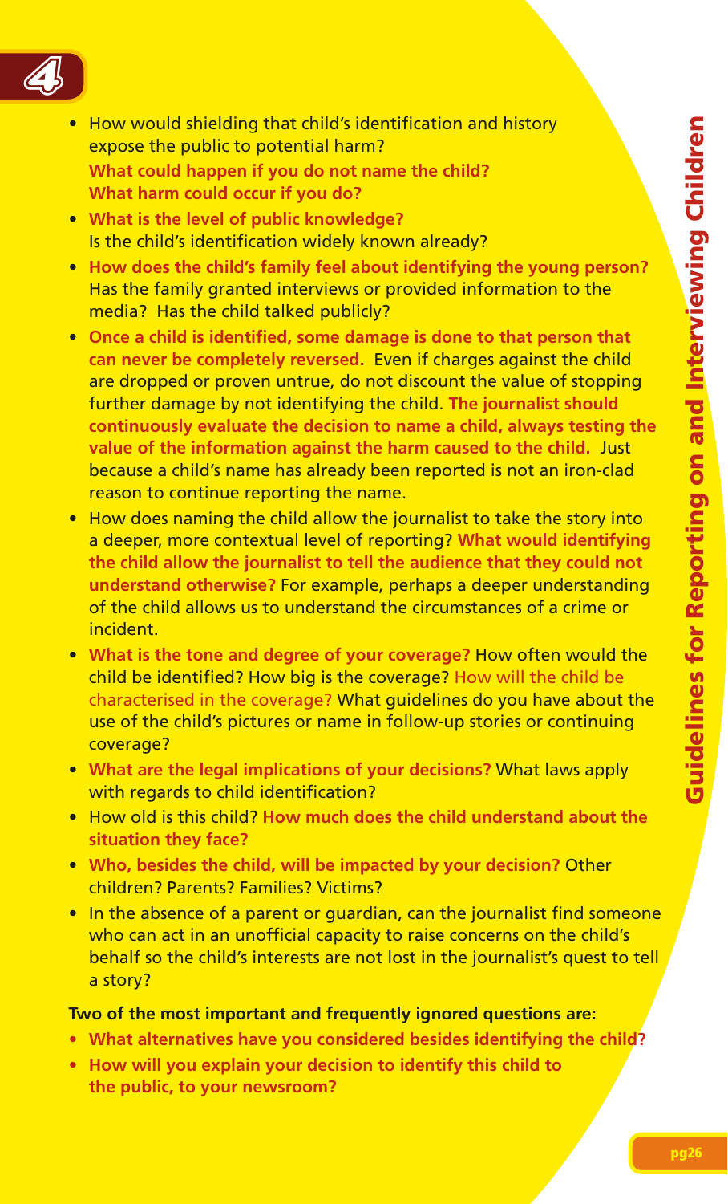- How would shielding that child's identification and history expose the public to potential harm? **What could happen if you do not name the child? What harm could occur if you do?**
- **What is the level of public knowledge?** Is the child's identification widely known already?
- **How does the child's family feel about identifying the young person?** Has the family granted interviews or provided information to the media? Has the child talked publicly?
- **Once a child is identified, some damage is done to that person that can never be completely reversed.** Even if charges against the child are dropped or proven untrue, do not discount the value of stopping further damage by not identifying the child. **The journalist should continuously evaluate the decision to name a child, always testing the value of the information against the harm caused to the child.** Just because a child's name has already been reported is not an iron-clad reason to continue reporting the name.
- How does naming the child allow the journalist to take the story into a deeper, more contextual level of reporting? **What would identifying the child allow the journalist to tell the audience that they could not understand otherwise?** For example, perhaps a deeper understanding of the child allows us to understand the circumstances of a crime or incident.
- **What is the tone and degree of your coverage?** How often would the child be identified? How big is the coverage? How will the child be characterised in the coverage? What guidelines do you have about the use of the child's pictures or name in follow-up stories or continuing coverage?
- **What are the legal implications of your decisions?** What laws apply with regards to child identification?
- How old is this child? **How much does the child understand about the situation they face?**
- **Who, besides the child, will be impacted by your decision?** Other children? Parents? Families? Victims?
- In the absence of a parent or guardian, can the journalist find someone who can act in an unofficial capacity to raise concerns on the child's behalf so the child's interests are not lost in the journalist's quest to tell a story?

**Two of the most important and frequently ignored questions are:**

- **What alternatives have you considered besides identifying the child?**
- **How will you explain your decision to identify this child to the public, to your newsroom?**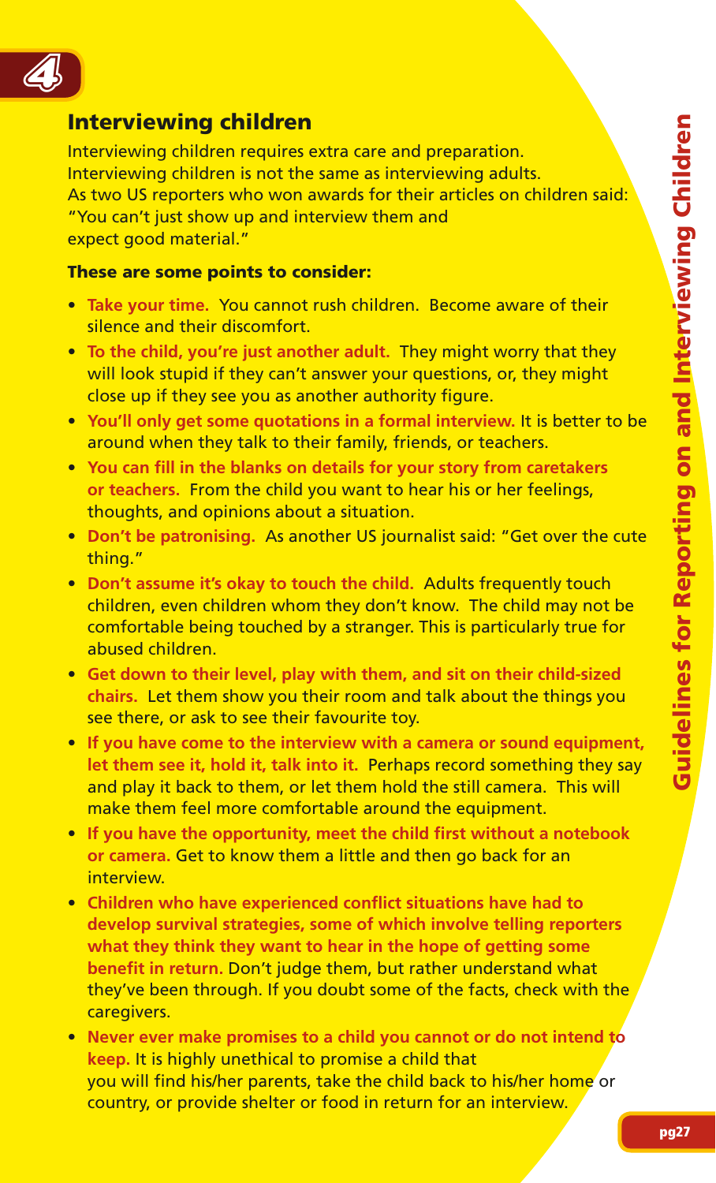## Interviewing children

Interviewing children requires extra care and preparation. Interviewing children is not the same as interviewing adults. As two US reporters who won awards for their articles on children said: "You can't just show up and interview them and expect good material."

**These are some points to consider:**

- **Take your time.** You cannot rush children. Become aware of their silence and their discomfort.
- **To the child, you're just another adult.** They might worry that they will look stupid if they can't answer your questions, or, they might close up if they see you as another authority figure.
- **You'll only get some quotations in a formal interview.** It is better to be around when they talk to their family, friends, or teachers.
- **You can fill in the blanks on details for your story from caretakers or teachers.** From the child you want to hear his or her feelings, thoughts, and opinions about a situation.
- **Don't be patronising.** As another US journalist said: "Get over the cute thing."
- **Don't assume it's okay to touch the child.** Adults frequently touch children, even children whom they don't know. The child may not be comfortable being touched by a stranger. This is particularly true for abused children.
- **Get down to their level, play with them, and sit on their child-sized chairs.** Let them show you their room and talk about the things you see there, or ask to see their favourite toy.
- **If you have come to the interview with a camera or sound equipment, let them see it, hold it, talk into it.** Perhaps record something they say and play it back to them, or let them hold the still camera. This will make them feel more comfortable around the equipment.
- **If you have the opportunity, meet the child first without a notebook or camera.** Get to know them a little and then go back for an interview.
- **Children who have experienced conflict situations have had to develop survival strategies, some of which involve telling reporters what they think they want to hear in the hope of getting some benefit in return.** Don't judge them, but rather understand what they've been through. If you doubt some of the facts, check with the caregivers.
- **Never ever make promises to a child you cannot or do not intend to keep.** It is highly unethical to promise a child that you will find his/her parents, take the child back to his/her home or country, or provide shelter or food in return for an interview.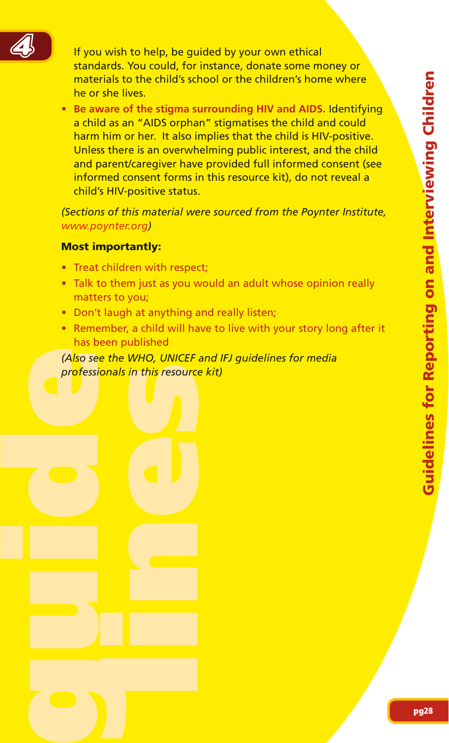If you wish to help, be guided by your own ethical standards. You could, for instance, donate some money or materials to the child's school or the children's home where he or she lives.

- **Be aware of the stigma surrounding HIV and AIDS.** Identifying a child as an "AIDS orphan" stigmatises the child and could harm him or her. It also implies that the child is HIV-positive. Unless there is an overwhelming public interest, and the child and parent/caregiver have provided full informed consent (see informed consent forms in this resource kit), do not reveal a child's HIV-positive status.

*(Sections of this material were sourced from the Poynter Institute, www.poynter.org)*

**Most importantly:**

- Treat children with respect;
- Talk to them just as you would an adult whose opinion really matters to you;
- Don't laugh at anything and really listen;
- Remember, a child will have to live with your story long after it has been published

*(Also see the WHO, UNICEF and IFJ guidelines for media professionals in this resource kit)*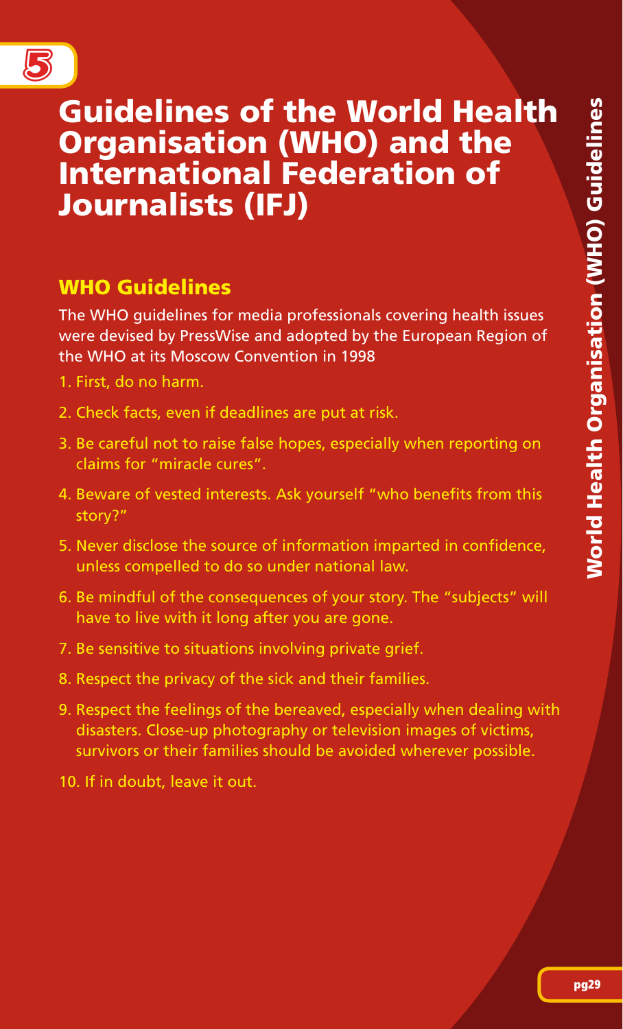# Guidelines of the World Health Organisation (WHO) and the International Federation of Journalists (IFJ)

## WHO Guidelines

The WHO guidelines for media professionals covering health issues were devised by PressWise and adopted by the European Region of the WHO at its Moscow Convention in 1998

1. First, do no harm.
2. Check facts, even if deadlines are put at risk.
3. Be careful not to raise false hopes, especially when reporting on claims for "miracle cures".
4. Beware of vested interests. Ask yourself "who benefits from this story?"
5. Never disclose the source of information imparted in confidence, unless compelled to do so under national law.
6. Be mindful of the consequences of your story. The "subjects" will have to live with it long after you are gone.
7. Be sensitive to situations involving private grief.
8. Respect the privacy of the sick and their families.
9. Respect the feelings of the bereaved, especially when dealing with disasters. Close-up photography or television images of victims, survivors or their families should be avoided wherever possible.
10. If in doubt, leave it out.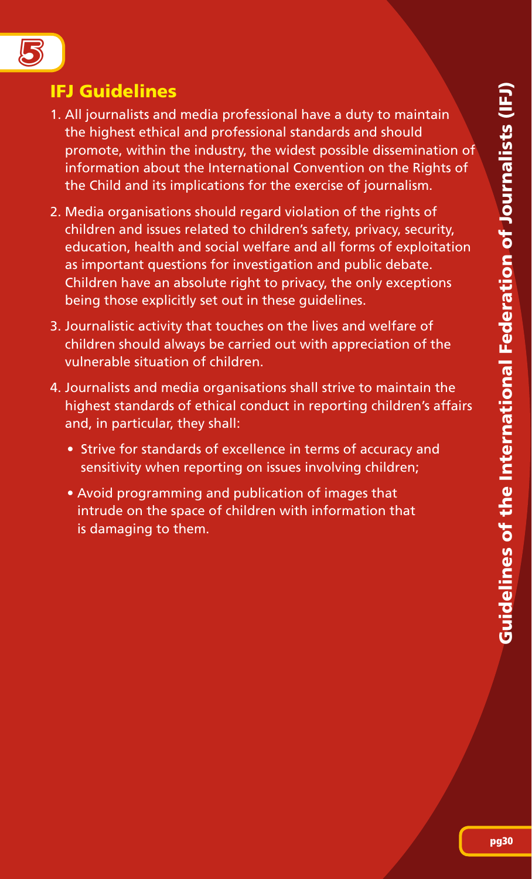## IFJ Guidelines

1. All journalists and media professional have a duty to maintain the highest ethical and professional standards and should promote, within the industry, the widest possible dissemination of information about the International Convention on the Rights of the Child and its implications for the exercise of journalism.

2. Media organisations should regard violation of the rights of children and issues related to children's safety, privacy, security, education, health and social welfare and all forms of exploitation as important questions for investigation and public debate. Children have an absolute right to privacy, the only exceptions being those explicitly set out in these guidelines.

3. Journalistic activity that touches on the lives and welfare of children should always be carried out with appreciation of the vulnerable situation of children.

4. Journalists and media organisations shall strive to maintain the highest standards of ethical conduct in reporting children's affairs and, in particular, they shall:

   - Strive for standards of excellence in terms of accuracy and sensitivity when reporting on issues involving children;
   - Avoid programming and publication of images that intrude on the space of children with information that is damaging to them.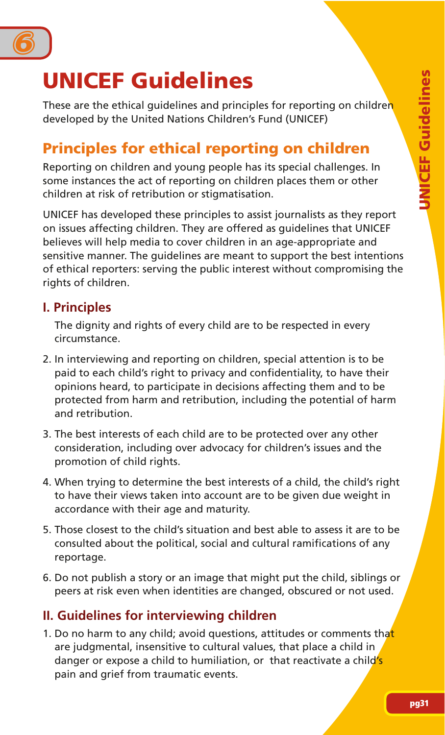# UNICEF Guidelines

These are the ethical guidelines and principles for reporting on children developed by the United Nations Children's Fund (UNICEF)

## Principles for ethical reporting on children

Reporting on children and young people has its special challenges. In some instances the act of reporting on children places them or other children at risk of retribution or stigmatisation.

UNICEF has developed these principles to assist journalists as they report on issues affecting children. They are offered as guidelines that UNICEF believes will help media to cover children in an age-appropriate and sensitive manner. The guidelines are meant to support the best intentions of ethical reporters: serving the public interest without compromising the rights of children.

### I. Principles

The dignity and rights of every child are to be respected in every circumstance.

2. In interviewing and reporting on children, special attention is to be paid to each child's right to privacy and confidentiality, to have their opinions heard, to participate in decisions affecting them and to be protected from harm and retribution, including the potential of harm and retribution.
3. The best interests of each child are to be protected over any other consideration, including over advocacy for children's issues and the promotion of child rights.
4. When trying to determine the best interests of a child, the child's right to have their views taken into account are to be given due weight in accordance with their age and maturity.
5. Those closest to the child's situation and best able to assess it are to be consulted about the political, social and cultural ramifications of any reportage.
6. Do not publish a story or an image that might put the child, siblings or peers at risk even when identities are changed, obscured or not used.

### II. Guidelines for interviewing children

1. Do no harm to any child; avoid questions, attitudes or comments that are judgmental, insensitive to cultural values, that place a child in danger or expose a child to humiliation, or that reactivate a child's pain and grief from traumatic events.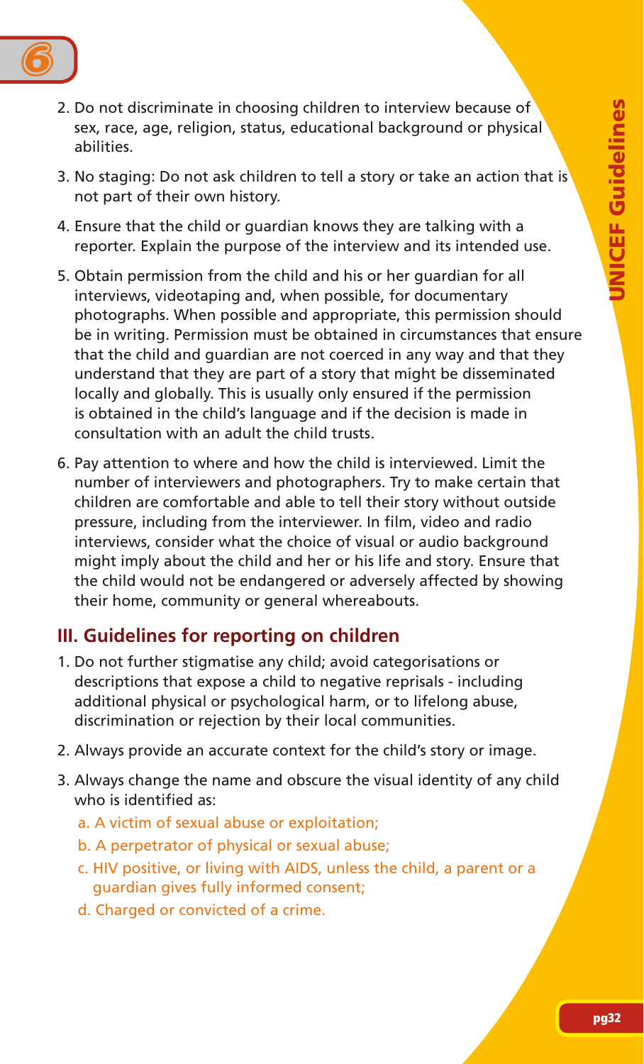2. Do not discriminate in choosing children to interview because of sex, race, age, religion, status, educational background or physical abilities.

3. No staging: Do not ask children to tell a story or take an action that is not part of their own history.

4. Ensure that the child or guardian knows they are talking with a reporter. Explain the purpose of the interview and its intended use.

5. Obtain permission from the child and his or her guardian for all interviews, videotaping and, when possible, for documentary photographs. When possible and appropriate, this permission should be in writing. Permission must be obtained in circumstances that ensure that the child and guardian are not coerced in any way and that they understand that they are part of a story that might be disseminated locally and globally. This is usually only ensured if the permission is obtained in the child's language and if the decision is made in consultation with an adult the child trusts.

6. Pay attention to where and how the child is interviewed. Limit the number of interviewers and photographers. Try to make certain that children are comfortable and able to tell their story without outside pressure, including from the interviewer. In film, video and radio interviews, consider what the choice of visual or audio background might imply about the child and her or his life and story. Ensure that the child would not be endangered or adversely affected by showing their home, community or general whereabouts.

## III. Guidelines for reporting on children

1. Do not further stigmatise any child; avoid categorisations or descriptions that expose a child to negative reprisals - including additional physical or psychological harm, or to lifelong abuse, discrimination or rejection by their local communities.

2. Always provide an accurate context for the child's story or image.

3. Always change the name and obscure the visual identity of any child who is identified as:
   a. A victim of sexual abuse or exploitation;
   b. A perpetrator of physical or sexual abuse;
   c. HIV positive, or living with AIDS, unless the child, a parent or a guardian gives fully informed consent;
   d. Charged or convicted of a crime.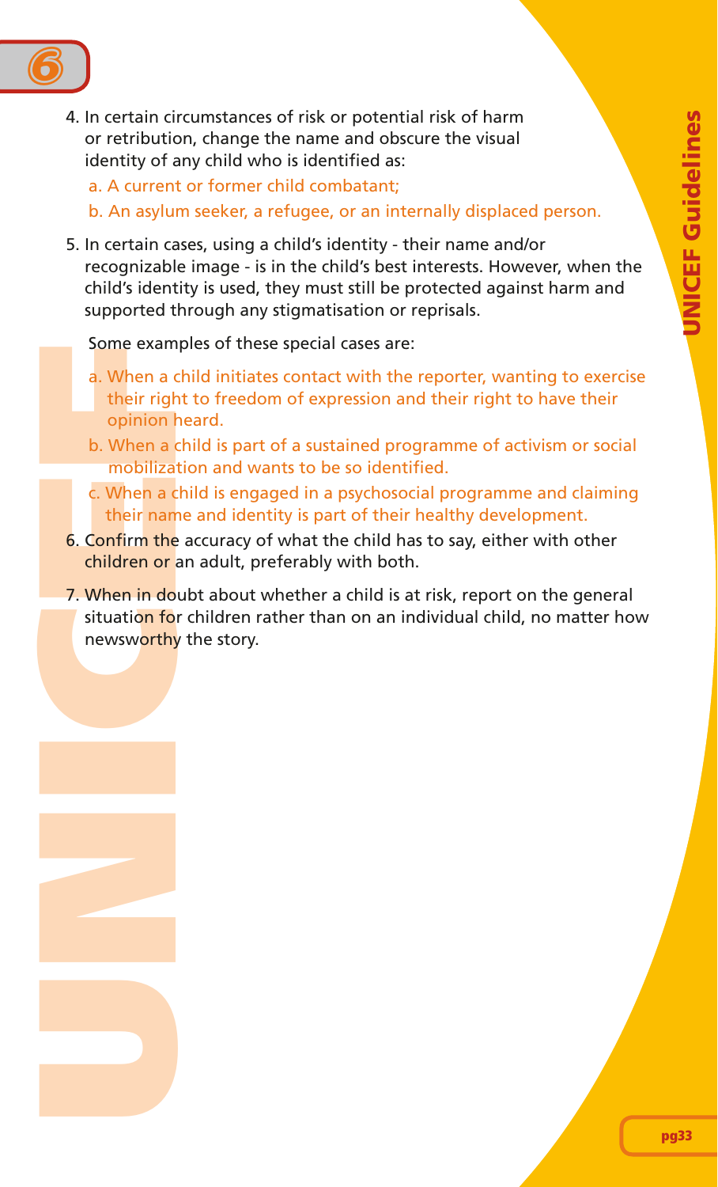4. In certain circumstances of risk or potential risk of harm or retribution, change the name and obscure the visual identity of any child who is identified as:
   a. A current or former child combatant;
   b. An asylum seeker, a refugee, or an internally displaced person.

5. In certain cases, using a child's identity - their name and/or recognizable image - is in the child's best interests. However, when the child's identity is used, they must still be protected against harm and supported through any stigmatisation or reprisals.

   Some examples of these special cases are:

   a. When a child initiates contact with the reporter, wanting to exercise their right to freedom of expression and their right to have their opinion heard.
   b. When a child is part of a sustained programme of activism or social mobilization and wants to be so identified.
   c. When a child is engaged in a psychosocial programme and claiming their name and identity is part of their healthy development.

6. Confirm the accuracy of what the child has to say, either with other children or an adult, preferably with both.

7. When in doubt about whether a child is at risk, report on the general situation for children rather than on an individual child, no matter how newsworthy the story.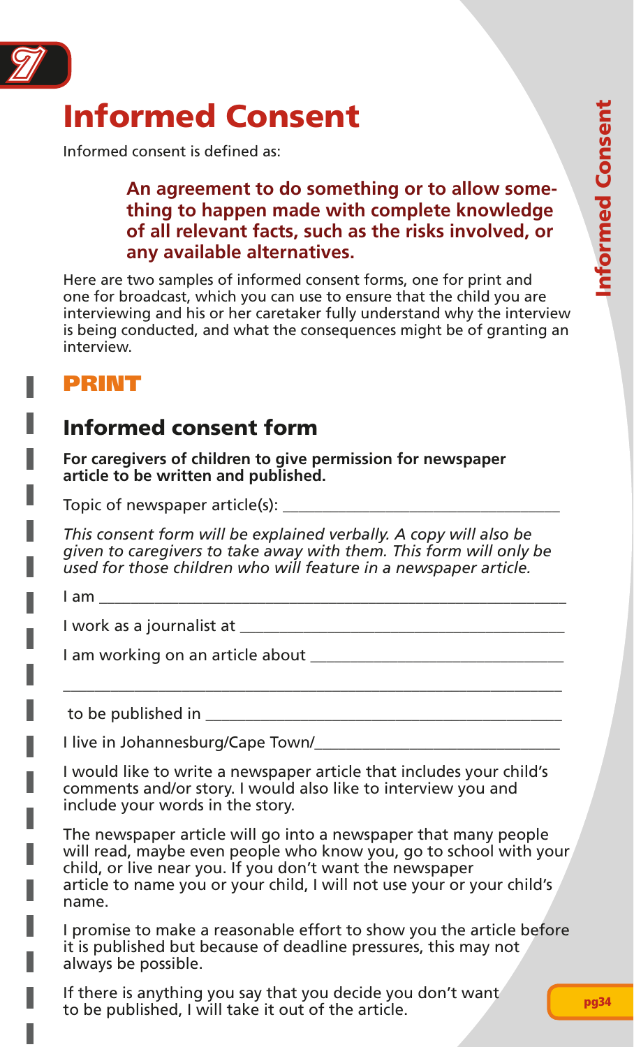# Informed Consent

Informed consent is defined as:

> **An agreement to do something or to allow something to happen made with complete knowledge of all relevant facts, such as the risks involved, or any available alternatives.**

Here are two samples of informed consent forms, one for print and one for broadcast, which you can use to ensure that the child you are interviewing and his or her caretaker fully understand why the interview is being conducted, and what the consequences might be of granting an interview.

## PRINT

### Informed consent form

**For caregivers of children to give permission for newspaper article to be written and published.**

Topic of newspaper article(s): ___________________________________

*This consent form will be explained verbally. A copy will also be given to caregivers to take away with them. This form will only be used for those children who will feature in a newspaper article.*

I am ____________________________________________________________

I work as a journalist at _________________________________________

I am working on an article about ________________________________

_______________________________________________________________

to be published in _______________________________________________

I live in Johannesburg/Cape Town/______________________________

I would like to write a newspaper article that includes your child's comments and/or story. I would also like to interview you and include your words in the story.

The newspaper article will go into a newspaper that many people will read, maybe even people who know you, go to school with your child, or live near you. If you don't want the newspaper article to name you or your child, I will not use your or your child's name.

I promise to make a reasonable effort to show you the article before it is published but because of deadline pressures, this may not always be possible.

If there is anything you say that you decide you don't want to be published, I will take it out of the article.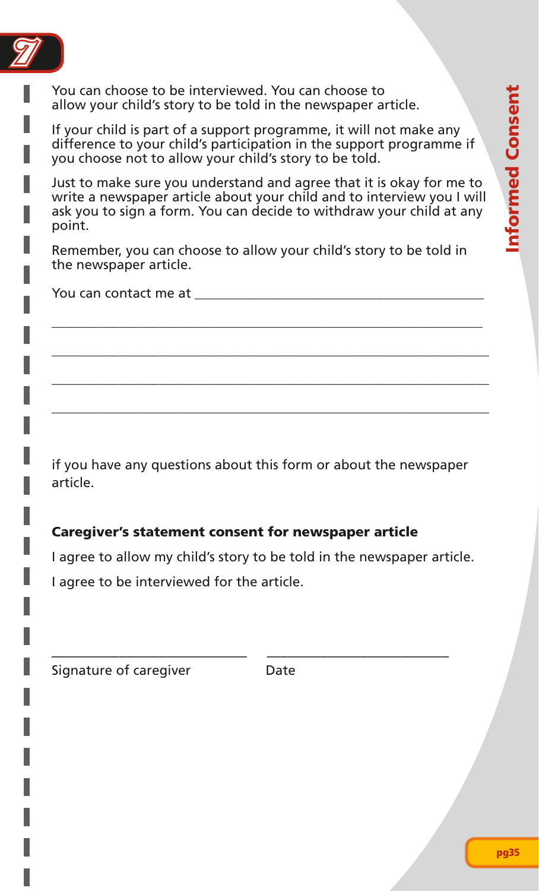You can choose to be interviewed. You can choose to allow your child's story to be told in the newspaper article.

If your child is part of a support programme, it will not make any difference to your child's participation in the support programme if you choose not to allow your child's story to be told.

Just to make sure you understand and agree that it is okay for me to write a newspaper article about your child and to interview you I will ask you to sign a form. You can decide to withdraw your child at any point.

Remember, you can choose to allow your child's story to be told in the newspaper article.

You can contact me at ___________________________________________

_________________________________________________________________

_________________________________________________________________

_________________________________________________________________

_________________________________________________________________

if you have any questions about this form or about the newspaper article.

**Caregiver's statement consent for newspaper article**

I agree to allow my child's story to be told in the newspaper article.

I agree to be interviewed for the article.

_____________________________ _____________________________

Signature of caregiver Date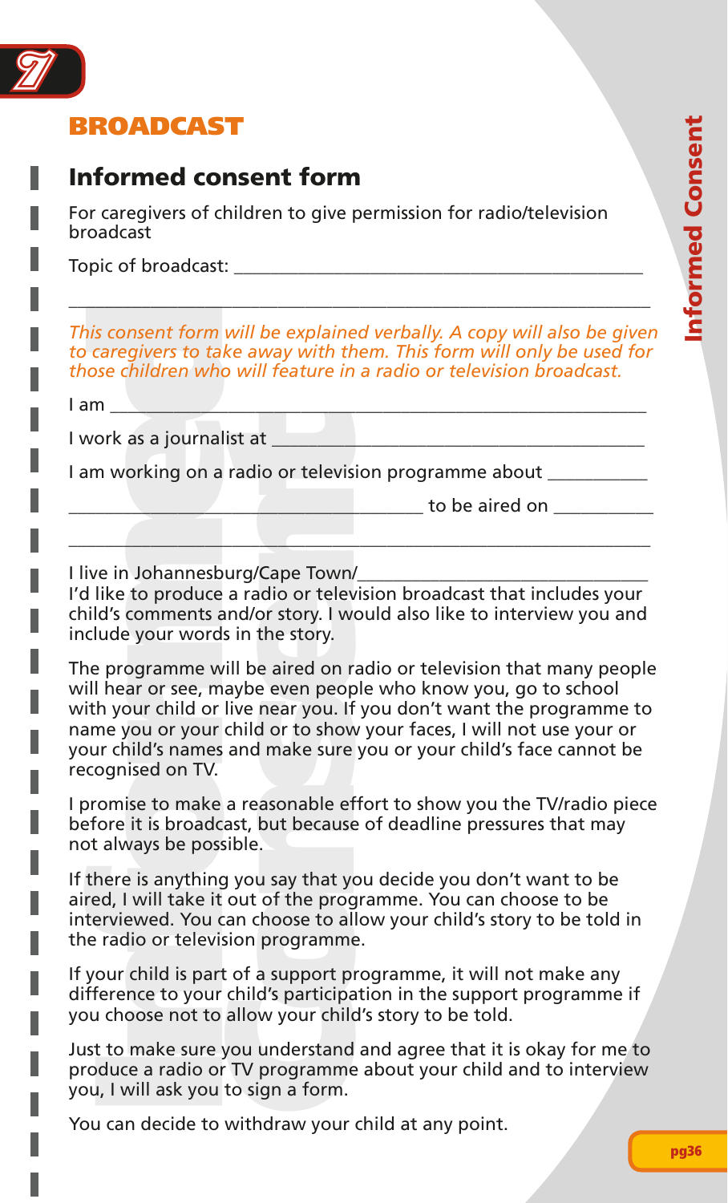# BROADCAST

## Informed consent form

For caregivers of children to give permission for radio/television broadcast

Topic of broadcast: ___________________________________________

_______________________________________________________________

*This consent form will be explained verbally. A copy will also be given to caregivers to take away with them. This form will only be used for those children who will feature in a radio or television broadcast.*

I am __________________________________________________________

I work as a journalist at ______________________________________

I am working on a radio or television programme about __________

_____________________________________ to be aired on __________

_______________________________________________________________

I live in Johannesburg/Cape Town/______________________________
I'd like to produce a radio or television broadcast that includes your child's comments and/or story. I would also like to interview you and include your words in the story.

The programme will be aired on radio or television that many people will hear or see, maybe even people who know you, go to school with your child or live near you. If you don't want the programme to name you or your child or to show your faces, I will not use your or your child's names and make sure you or your child's face cannot be recognised on TV.

I promise to make a reasonable effort to show you the TV/radio piece before it is broadcast, but because of deadline pressures that may not always be possible.

If there is anything you say that you decide you don't want to be aired, I will take it out of the programme. You can choose to be interviewed. You can choose to allow your child's story to be told in the radio or television programme.

If your child is part of a support programme, it will not make any difference to your child's participation in the support programme if you choose not to allow your child's story to be told.

Just to make sure you understand and agree that it is okay for me to produce a radio or TV programme about your child and to interview you, I will ask you to sign a form.

You can decide to withdraw your child at any point.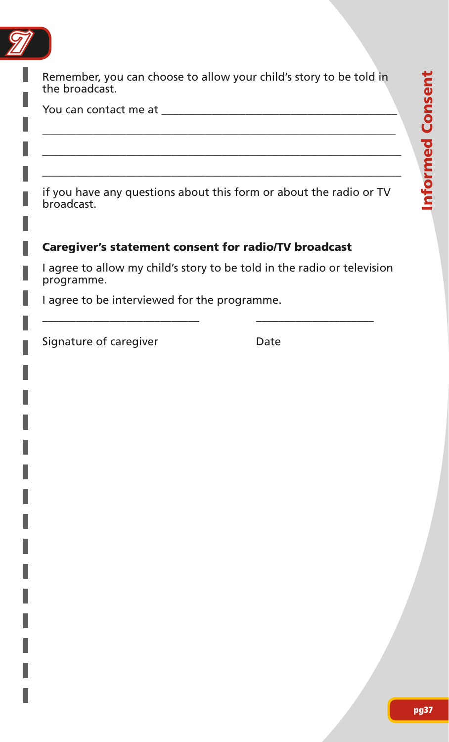Remember, you can choose to allow your child's story to be told in the broadcast.

You can contact me at ___________________________________________

_______________________________________________________________

_______________________________________________________________

_______________________________________________________________

if you have any questions about this form or about the radio or TV broadcast.

**Caregiver's statement consent for radio/TV broadcast**

I agree to allow my child's story to be told in the radio or television programme.

I agree to be interviewed for the programme.

_____________________________          _____________________

Signature of caregiver                              Date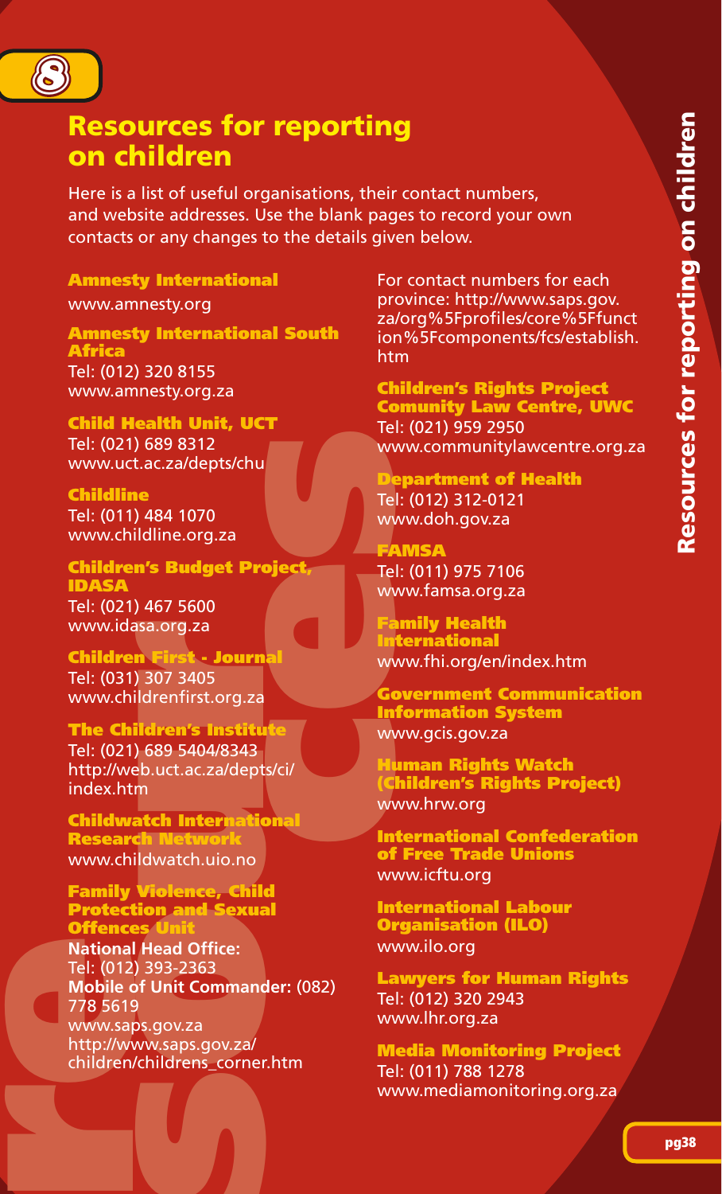# Resources for reporting on children

Here is a list of useful organisations, their contact numbers, and website addresses. Use the blank pages to record your own contacts or any changes to the details given below.

### Amnesty International
www.amnesty.org

### Amnesty International South Africa
Tel: (012) 320 8155
www.amnesty.org.za

### Child Health Unit, UCT
Tel: (021) 689 8312
www.uct.ac.za/depts/chu

### Childline
Tel: (011) 484 1070
www.childline.org.za

### Children's Budget Project, IDASA
Tel: (021) 467 5600
www.idasa.org.za

### Children First - Journal
Tel: (031) 307 3405
www.childrenfirst.org.za

### The Children's Institute
Tel: (021) 689 5404/8343
http://web.uct.ac.za/depts/ci/index.htm

### Childwatch International Research Network
www.childwatch.uio.no

### Family Violence, Child Protection and Sexual Offences Unit
**National Head Office:**
Tel: (012) 393-2363
**Mobile of Unit Commander:** (082) 778 5619
www.saps.gov.za
http://www.saps.gov.za/children/childrens_corner.htm

For contact numbers for each province: http://www.saps.gov.za/org%5Fprofiles/core%5Ffunction%5Fcomponents/fcs/establish.htm

### Children's Rights Project Comunity Law Centre, UWC
Tel: (021) 959 2950
www.communitylawcentre.org.za

### Department of Health
Tel: (012) 312-0121
www.doh.gov.za

### FAMSA
Tel: (011) 975 7106
www.famsa.org.za

### Family Health International
www.fhi.org/en/index.htm

### Government Communication Information System
www.gcis.gov.za

### Human Rights Watch (Children's Rights Project)
www.hrw.org

### International Confederation of Free Trade Unions
www.icftu.org

### International Labour Organisation (ILO)
www.ilo.org

### Lawyers for Human Rights
Tel: (012) 320 2943
www.lhr.org.za

### Media Monitoring Project
Tel: (011) 788 1278
www.mediamonitoring.org.za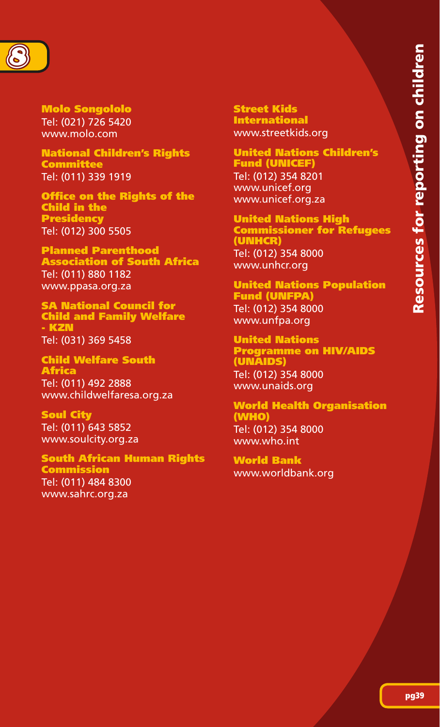**Molo Songololo**
Tel: (021) 726 5420
www.molo.com

**National Children's Rights Committee**
Tel: (011) 339 1919

**Office on the Rights of the Child in the Presidency**
Tel: (012) 300 5505

**Planned Parenthood Association of South Africa**
Tel: (011) 880 1182
www.ppasa.org.za

**SA National Council for Child and Family Welfare - KZN**
Tel: (031) 369 5458

**Child Welfare South Africa**
Tel: (011) 492 2888
www.childwelfaresa.org.za

**Soul City**
Tel: (011) 643 5852
www.soulcity.org.za

**South African Human Rights Commission**
Tel: (011) 484 8300
www.sahrc.org.za

**Street Kids International**
www.streetkids.org

**United Nations Children's Fund (UNICEF)**
Tel: (012) 354 8201
www.unicef.org
www.unicef.org.za

**United Nations High Commissioner for Refugees (UNHCR)**
Tel: (012) 354 8000
www.unhcr.org

**United Nations Population Fund (UNFPA)**
Tel: (012) 354 8000
www.unfpa.org

**United Nations Programme on HIV/AIDS (UNAIDS)**
Tel: (012) 354 8000
www.unaids.org

**World Health Organisation (WHO)**
Tel: (012) 354 8000
www.who.int

**World Bank**
www.worldbank.org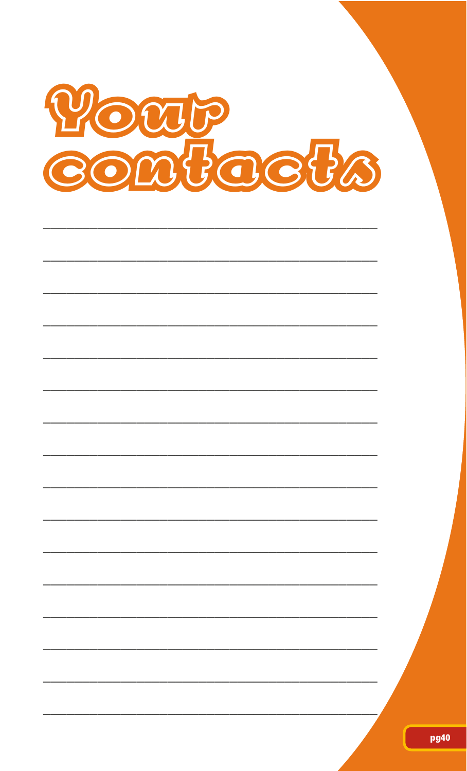# Your contacts

___________________________________________

___________________________________________

___________________________________________

___________________________________________

___________________________________________

___________________________________________

___________________________________________

___________________________________________

___________________________________________

___________________________________________

___________________________________________

___________________________________________

___________________________________________

___________________________________________

___________________________________________

___________________________________________